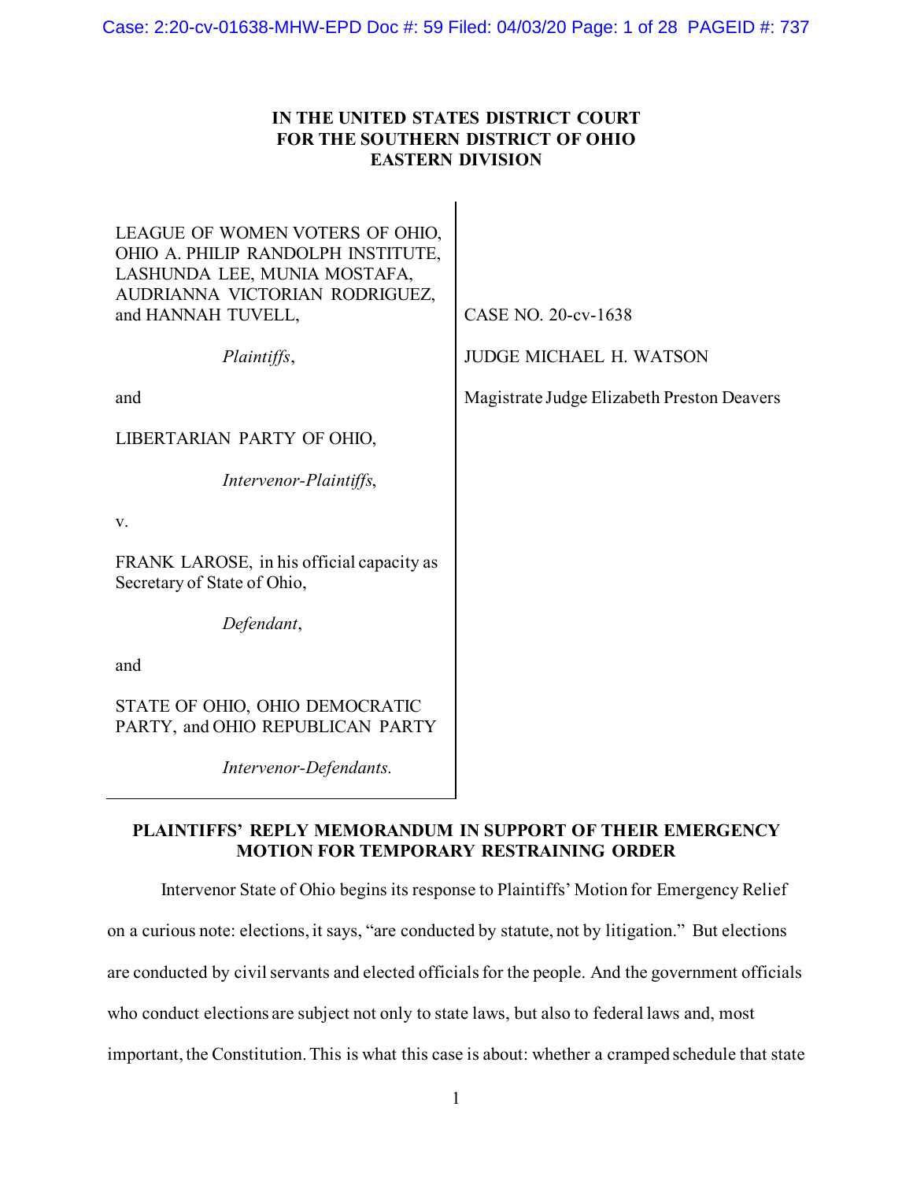**IN THE UNITED STATES DISTRICT COURT**
**FOR THE SOUTHERN DISTRICT OF OHIO**
**EASTERN DIVISION**

| | |
|---|---|
| LEAGUE OF WOMEN VOTERS OF OHIO, OHIO A. PHILIP RANDOLPH INSTITUTE, LASHUNDA LEE, MUNIA MOSTAFA, AUDRIANNA VICTORIAN RODRIGUEZ, and HANNAH TUVELL, | CASE NO. 20-cv-1638 |
| *Plaintiffs*, | JUDGE MICHAEL H. WATSON |
| and | Magistrate Judge Elizabeth Preston Deavers |
| LIBERTARIAN PARTY OF OHIO, | |
| *Intervenor-Plaintiffs*, | |
| v. | |
| FRANK LAROSE, in his official capacity as Secretary of State of Ohio, | |
| *Defendant*, | |
| and | |
| STATE OF OHIO, OHIO DEMOCRATIC PARTY, and OHIO REPUBLICAN PARTY | |
| *Intervenor-Defendants.* | |

**PLAINTIFFS' REPLY MEMORANDUM IN SUPPORT OF THEIR EMERGENCY MOTION FOR TEMPORARY RESTRAINING ORDER**

Intervenor State of Ohio begins its response to Plaintiffs' Motion for Emergency Relief on a curious note: elections, it says, "are conducted by statute, not by litigation." But elections are conducted by civil servants and elected officials for the people. And the government officials who conduct elections are subject not only to state laws, but also to federal laws and, most important, the Constitution. This is what this case is about: whether a cramped schedule that state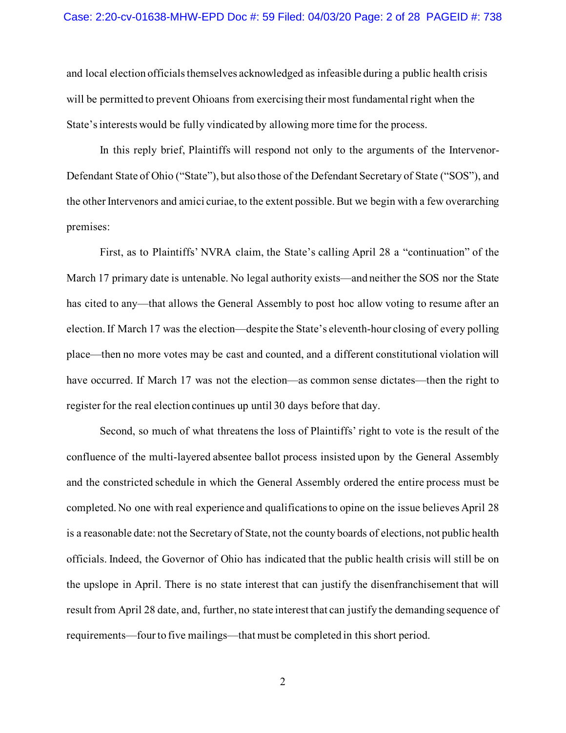and local election officials themselves acknowledged as infeasible during a public health crisis will be permitted to prevent Ohioans from exercising their most fundamental right when the State's interests would be fully vindicated by allowing more time for the process.

In this reply brief, Plaintiffs will respond not only to the arguments of the Intervenor-Defendant State of Ohio ("State"), but also those of the Defendant Secretary of State ("SOS"), and the other Intervenors and amici curiae, to the extent possible. But we begin with a few overarching premises:

First, as to Plaintiffs' NVRA claim, the State's calling April 28 a "continuation" of the March 17 primary date is untenable. No legal authority exists—and neither the SOS nor the State has cited to any—that allows the General Assembly to post hoc allow voting to resume after an election. If March 17 was the election—despite the State's eleventh-hour closing of every polling place—then no more votes may be cast and counted, and a different constitutional violation will have occurred. If March 17 was not the election—as common sense dictates—then the right to register for the real election continues up until 30 days before that day.

Second, so much of what threatens the loss of Plaintiffs' right to vote is the result of the confluence of the multi-layered absentee ballot process insisted upon by the General Assembly and the constricted schedule in which the General Assembly ordered the entire process must be completed. No one with real experience and qualifications to opine on the issue believes April 28 is a reasonable date: not the Secretary of State, not the county boards of elections, not public health officials. Indeed, the Governor of Ohio has indicated that the public health crisis will still be on the upslope in April. There is no state interest that can justify the disenfranchisement that will result from April 28 date, and, further, no state interest that can justify the demanding sequence of requirements—four to five mailings—that must be completed in this short period.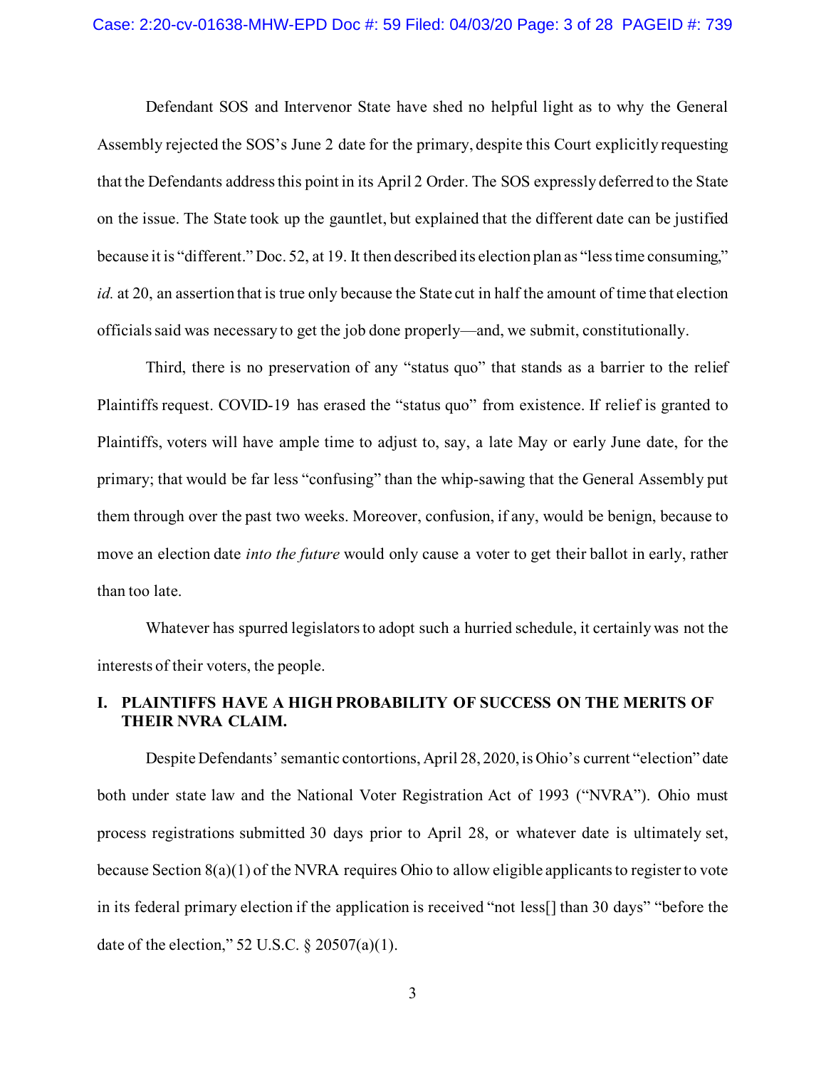Defendant SOS and Intervenor State have shed no helpful light as to why the General Assembly rejected the SOS's June 2 date for the primary, despite this Court explicitly requesting that the Defendants address this point in its April 2 Order. The SOS expressly deferred to the State on the issue. The State took up the gauntlet, but explained that the different date can be justified because it is "different." Doc. 52, at 19. It then described its election plan as "less time consuming," *id.* at 20, an assertion that is true only because the State cut in half the amount of time that election officials said was necessary to get the job done properly—and, we submit, constitutionally.

Third, there is no preservation of any "status quo" that stands as a barrier to the relief Plaintiffs request. COVID-19 has erased the "status quo" from existence. If relief is granted to Plaintiffs, voters will have ample time to adjust to, say, a late May or early June date, for the primary; that would be far less "confusing" than the whip-sawing that the General Assembly put them through over the past two weeks. Moreover, confusion, if any, would be benign, because to move an election date *into the future* would only cause a voter to get their ballot in early, rather than too late.

Whatever has spurred legislators to adopt such a hurried schedule, it certainly was not the interests of their voters, the people.

## I. PLAINTIFFS HAVE A HIGH PROBABILITY OF SUCCESS ON THE MERITS OF THEIR NVRA CLAIM.

Despite Defendants' semantic contortions, April 28, 2020, is Ohio's current "election" date both under state law and the National Voter Registration Act of 1993 ("NVRA"). Ohio must process registrations submitted 30 days prior to April 28, or whatever date is ultimately set, because Section 8(a)(1) of the NVRA requires Ohio to allow eligible applicants to register to vote in its federal primary election if the application is received "not less[] than 30 days" "before the date of the election," 52 U.S.C. § 20507(a)(1).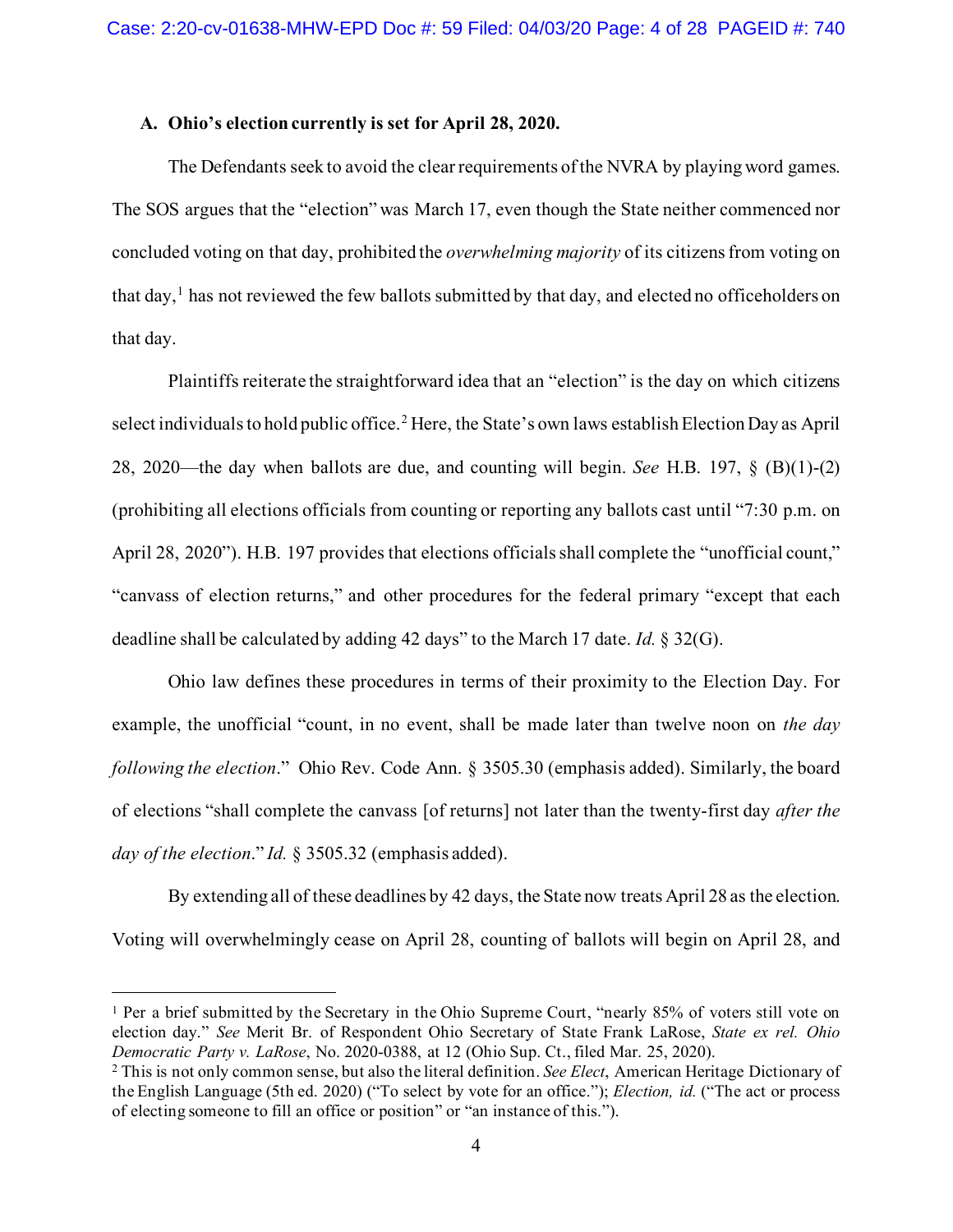### A. Ohio's election currently is set for April 28, 2020.

The Defendants seek to avoid the clear requirements of the NVRA by playing word games. The SOS argues that the "election" was March 17, even though the State neither commenced nor concluded voting on that day, prohibited the *overwhelming majority* of its citizens from voting on that day,[1] has not reviewed the few ballots submitted by that day, and elected no officeholders on that day.

Plaintiffs reiterate the straightforward idea that an "election" is the day on which citizens select individuals to hold public office.[2] Here, the State's own laws establish Election Day as April 28, 2020—the day when ballots are due, and counting will begin. *See* H.B. 197, § (B)(1)-(2) (prohibiting all elections officials from counting or reporting any ballots cast until "7:30 p.m. on April 28, 2020"). H.B. 197 provides that elections officials shall complete the "unofficial count," "canvass of election returns," and other procedures for the federal primary "except that each deadline shall be calculated by adding 42 days" to the March 17 date. *Id.* § 32(G).

Ohio law defines these procedures in terms of their proximity to the Election Day. For example, the unofficial "count, in no event, shall be made later than twelve noon on *the day following the election*." Ohio Rev. Code Ann. § 3505.30 (emphasis added). Similarly, the board of elections "shall complete the canvass [of returns] not later than the twenty-first day *after the day of the election*." *Id.* § 3505.32 (emphasis added).

By extending all of these deadlines by 42 days, the State now treats April 28 as the election. Voting will overwhelmingly cease on April 28, counting of ballots will begin on April 28, and

---

[1] Per a brief submitted by the Secretary in the Ohio Supreme Court, "nearly 85% of voters still vote on election day." *See* Merit Br. of Respondent Ohio Secretary of State Frank LaRose, *State ex rel. Ohio Democratic Party v. LaRose*, No. 2020-0388, at 12 (Ohio Sup. Ct., filed Mar. 25, 2020).

[2] This is not only common sense, but also the literal definition. *See Elect*, American Heritage Dictionary of the English Language (5th ed. 2020) ("To select by vote for an office."); *Election, id.* ("The act or process of electing someone to fill an office or position" or "an instance of this.").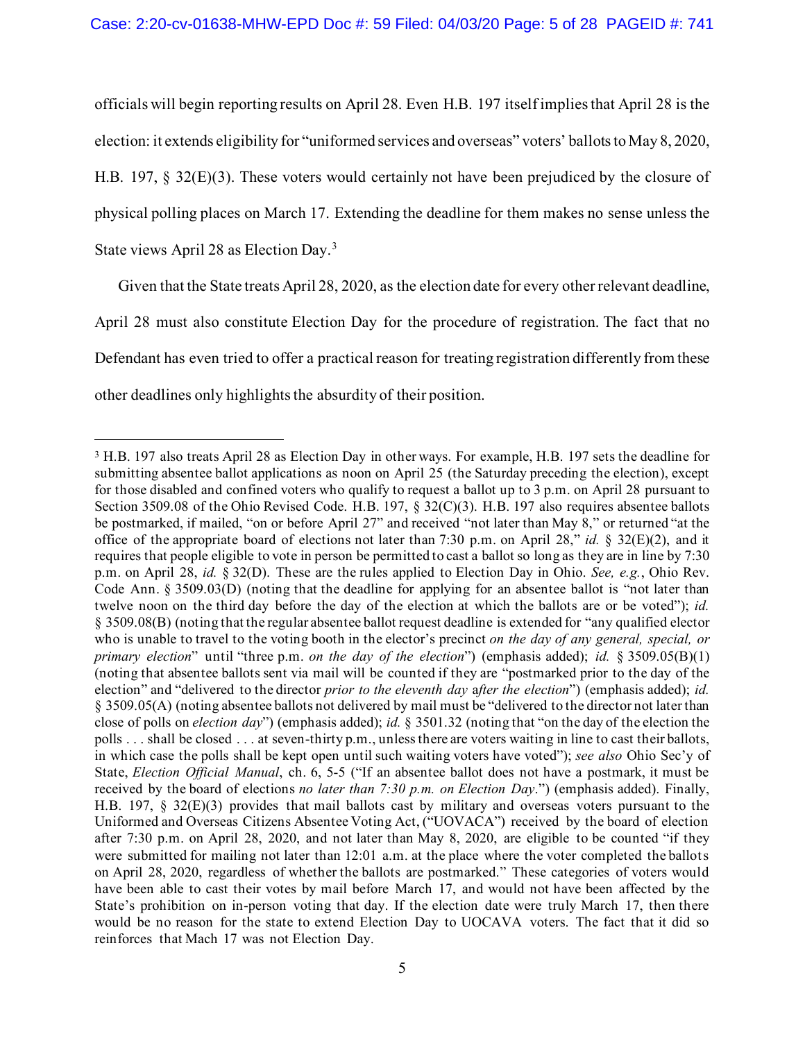officials will begin reporting results on April 28. Even H.B. 197 itself implies that April 28 is the election: it extends eligibility for "uniformed services and overseas" voters' ballots to May 8, 2020, H.B. 197, § 32(E)(3). These voters would certainly not have been prejudiced by the closure of physical polling places on March 17. Extending the deadline for them makes no sense unless the State views April 28 as Election Day.[3]

Given that the State treats April 28, 2020, as the election date for every other relevant deadline, April 28 must also constitute Election Day for the procedure of registration. The fact that no Defendant has even tried to offer a practical reason for treating registration differently from these other deadlines only highlights the absurdity of their position.

---

[3] H.B. 197 also treats April 28 as Election Day in other ways. For example, H.B. 197 sets the deadline for submitting absentee ballot applications as noon on April 25 (the Saturday preceding the election), except for those disabled and confined voters who qualify to request a ballot up to 3 p.m. on April 28 pursuant to Section 3509.08 of the Ohio Revised Code. H.B. 197, § 32(C)(3). H.B. 197 also requires absentee ballots be postmarked, if mailed, "on or before April 27" and received "not later than May 8," or returned "at the office of the appropriate board of elections not later than 7:30 p.m. on April 28," *id.* § 32(E)(2), and it requires that people eligible to vote in person be permitted to cast a ballot so long as they are in line by 7:30 p.m. on April 28, *id.* § 32(D). These are the rules applied to Election Day in Ohio. *See, e.g.*, Ohio Rev. Code Ann. § 3509.03(D) (noting that the deadline for applying for an absentee ballot is "not later than twelve noon on the third day before the day of the election at which the ballots are or be voted"); *id.* § 3509.08(B) (noting that the regular absentee ballot request deadline is extended for "any qualified elector who is unable to travel to the voting booth in the elector's precinct *on the day of any general, special, or primary election*" until "three p.m. *on the day of the election*") (emphasis added); *id.* § 3509.05(B)(1) (noting that absentee ballots sent via mail will be counted if they are "postmarked prior to the day of the election" and "delivered to the director *prior to the eleventh day* after *the election*") (emphasis added); *id.* § 3509.05(A) (noting absentee ballots not delivered by mail must be "delivered to the director not later than close of polls on *election day*") (emphasis added); *id.* § 3501.32 (noting that "on the day of the election the polls . . . shall be closed . . . at seven-thirty p.m., unless there are voters waiting in line to cast their ballots, in which case the polls shall be kept open until such waiting voters have voted"); *see also* Ohio Sec'y of State, *Election Official Manual*, ch. 6, 5-5 ("If an absentee ballot does not have a postmark, it must be received by the board of elections *no later than 7:30 p.m. on Election Day*.") (emphasis added). Finally, H.B. 197, § 32(E)(3) provides that mail ballots cast by military and overseas voters pursuant to the Uniformed and Overseas Citizens Absentee Voting Act, ("UOVACA") received by the board of election after 7:30 p.m. on April 28, 2020, and not later than May 8, 2020, are eligible to be counted "if they were submitted for mailing not later than 12:01 a.m. at the place where the voter completed the ballots on April 28, 2020, regardless of whether the ballots are postmarked." These categories of voters would have been able to cast their votes by mail before March 17, and would not have been affected by the State's prohibition on in-person voting that day. If the election date were truly March 17, then there would be no reason for the state to extend Election Day to UOCAVA voters. The fact that it did so reinforces that Mach 17 was not Election Day.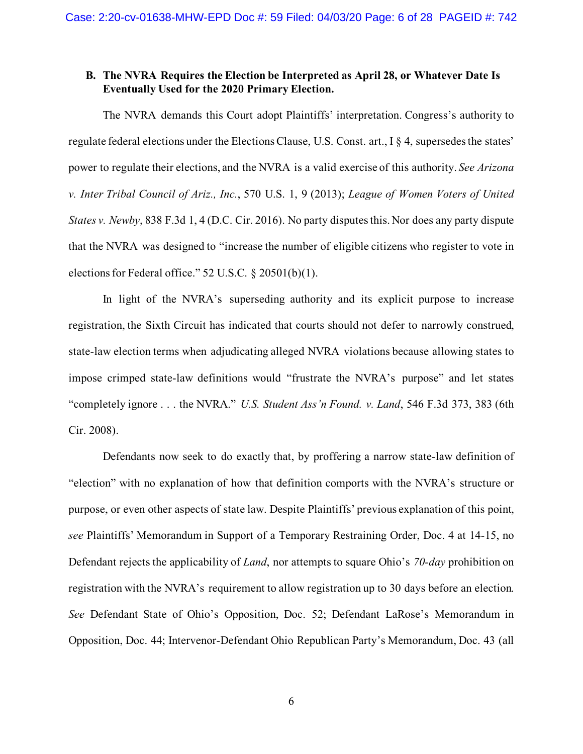### B. The NVRA Requires the Election be Interpreted as April 28, or Whatever Date Is Eventually Used for the 2020 Primary Election.

The NVRA demands this Court adopt Plaintiffs' interpretation. Congress's authority to regulate federal elections under the Elections Clause, U.S. Const. art., I § 4, supersedes the states' power to regulate their elections, and the NVRA is a valid exercise of this authority. *See Arizona v. Inter Tribal Council of Ariz., Inc.*, 570 U.S. 1, 9 (2013); *League of Women Voters of United States v. Newby*, 838 F.3d 1, 4 (D.C. Cir. 2016). No party disputes this. Nor does any party dispute that the NVRA was designed to "increase the number of eligible citizens who register to vote in elections for Federal office." 52 U.S.C. § 20501(b)(1).

In light of the NVRA's superseding authority and its explicit purpose to increase registration, the Sixth Circuit has indicated that courts should not defer to narrowly construed, state-law election terms when adjudicating alleged NVRA violations because allowing states to impose crimped state-law definitions would "frustrate the NVRA's purpose" and let states "completely ignore . . . the NVRA." *U.S. Student Ass'n Found. v. Land*, 546 F.3d 373, 383 (6th Cir. 2008).

Defendants now seek to do exactly that, by proffering a narrow state-law definition of "election" with no explanation of how that definition comports with the NVRA's structure or purpose, or even other aspects of state law. Despite Plaintiffs' previous explanation of this point, *see* Plaintiffs' Memorandum in Support of a Temporary Restraining Order, Doc. 4 at 14-15, no Defendant rejects the applicability of *Land*, nor attempts to square Ohio's *70-day* prohibition on registration with the NVRA's requirement to allow registration up to 30 days before an election. *See* Defendant State of Ohio's Opposition, Doc. 52; Defendant LaRose's Memorandum in Opposition, Doc. 44; Intervenor-Defendant Ohio Republican Party's Memorandum, Doc. 43 (all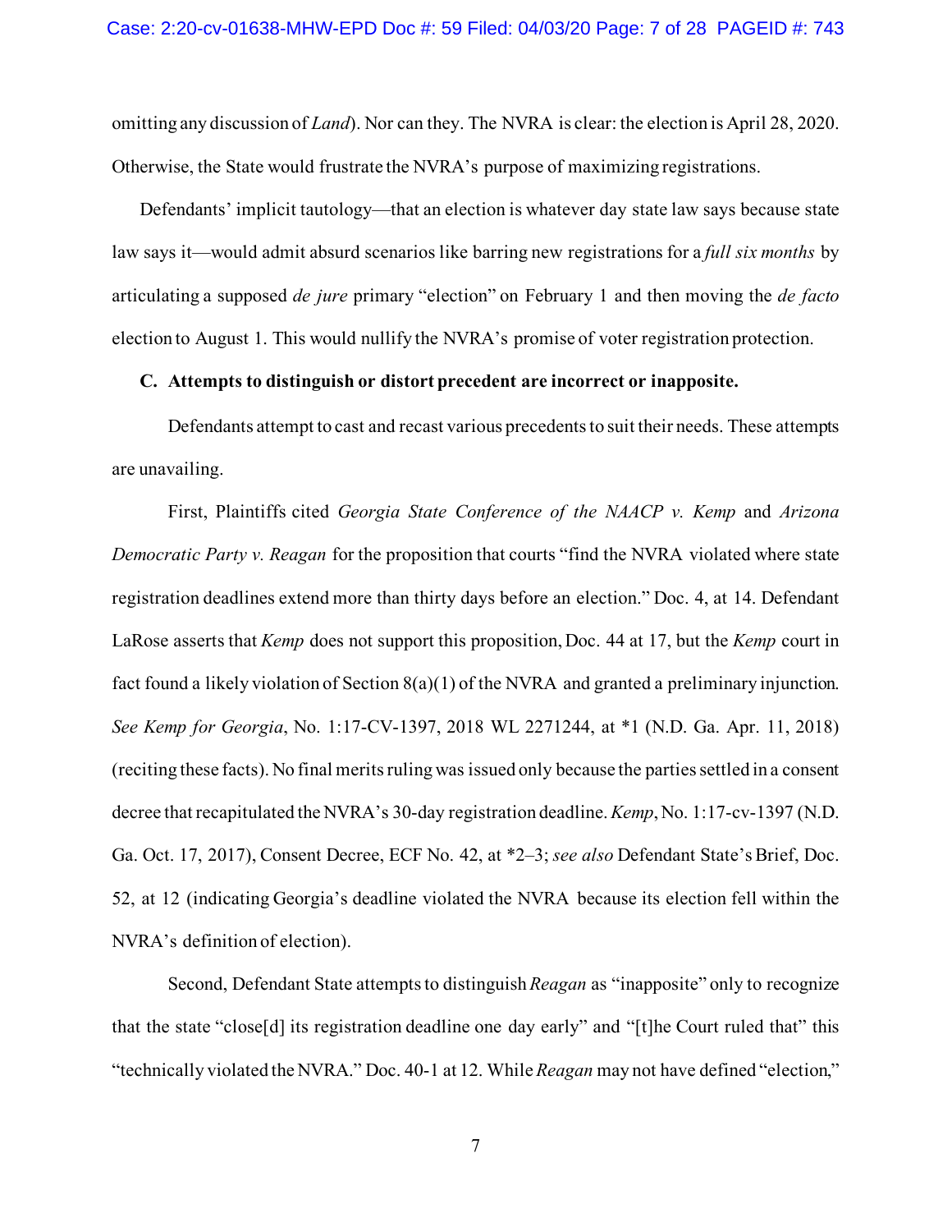omitting any discussion of *Land*). Nor can they. The NVRA is clear: the election is April 28, 2020. Otherwise, the State would frustrate the NVRA's purpose of maximizing registrations.

Defendants' implicit tautology—that an election is whatever day state law says because state law says it—would admit absurd scenarios like barring new registrations for a *full six months* by articulating a supposed *de jure* primary "election" on February 1 and then moving the *de facto* election to August 1. This would nullify the NVRA's promise of voter registration protection.

**C. Attempts to distinguish or distort precedent are incorrect or inapposite.**

Defendants attempt to cast and recast various precedents to suit their needs. These attempts are unavailing.

First, Plaintiffs cited *Georgia State Conference of the NAACP v. Kemp* and *Arizona Democratic Party v. Reagan* for the proposition that courts "find the NVRA violated where state registration deadlines extend more than thirty days before an election." Doc. 4, at 14. Defendant LaRose asserts that *Kemp* does not support this proposition, Doc. 44 at 17, but the *Kemp* court in fact found a likely violation of Section 8(a)(1) of the NVRA and granted a preliminary injunction. *See Kemp for Georgia*, No. 1:17-CV-1397, 2018 WL 2271244, at *1 (N.D. Ga. Apr. 11, 2018) (reciting these facts). No final merits ruling was issued only because the parties settled in a consent decree that recapitulated the NVRA's 30-day registration deadline. *Kemp*, No. 1:17-cv-1397 (N.D. Ga. Oct. 17, 2017), Consent Decree, ECF No. 42, at *2–3; *see also* Defendant State's Brief, Doc. 52, at 12 (indicating Georgia's deadline violated the NVRA because its election fell within the NVRA's definition of election).

Second, Defendant State attempts to distinguish *Reagan* as "inapposite" only to recognize that the state "close[d] its registration deadline one day early" and "[t]he Court ruled that" this "technically violated the NVRA." Doc. 40-1 at 12. While *Reagan* may not have defined "election,"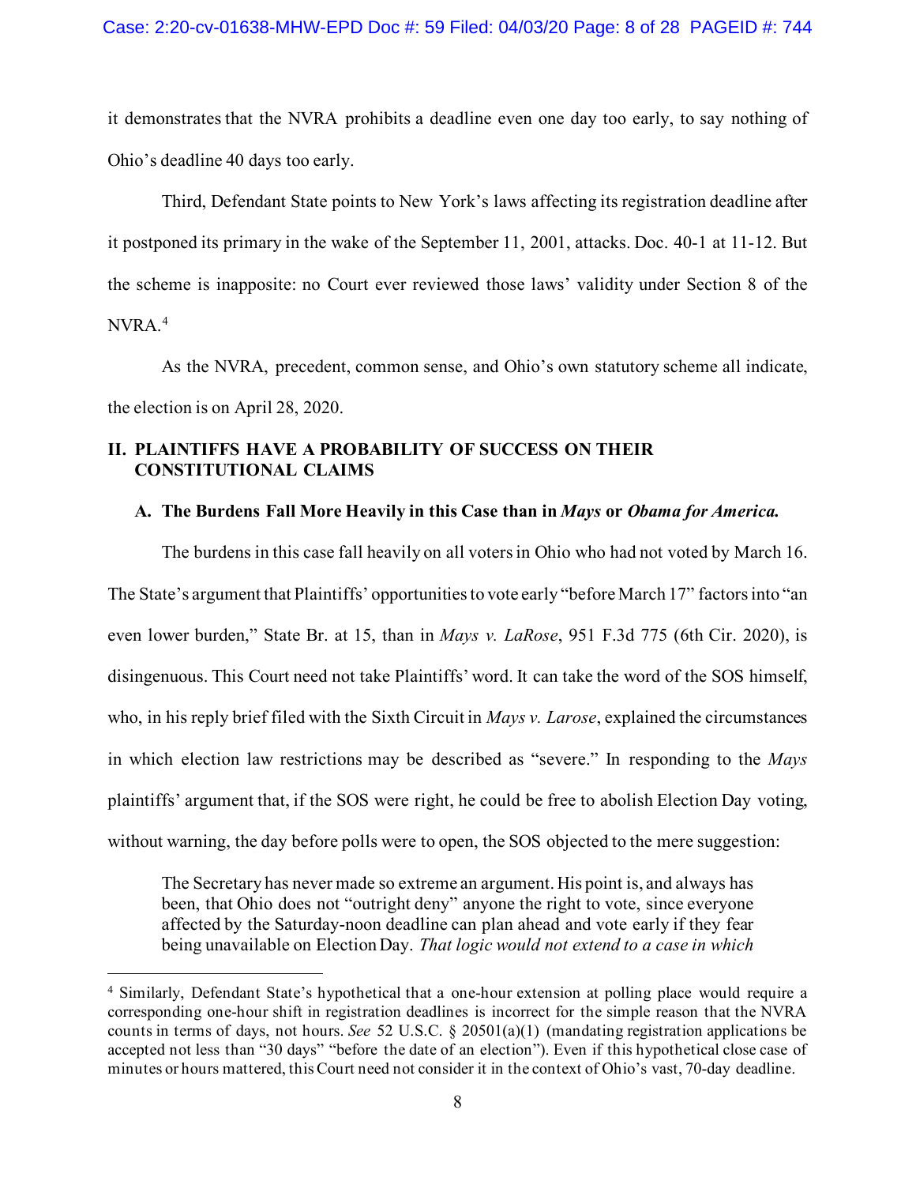it demonstrates that the NVRA prohibits a deadline even one day too early, to say nothing of Ohio's deadline 40 days too early.

Third, Defendant State points to New York's laws affecting its registration deadline after it postponed its primary in the wake of the September 11, 2001, attacks. Doc. 40-1 at 11-12. But the scheme is inapposite: no Court ever reviewed those laws' validity under Section 8 of the NVRA.[4]

As the NVRA, precedent, common sense, and Ohio's own statutory scheme all indicate, the election is on April 28, 2020.

## II. PLAINTIFFS HAVE A PROBABILITY OF SUCCESS ON THEIR CONSTITUTIONAL CLAIMS

### A. The Burdens Fall More Heavily in this Case than in *Mays* or *Obama for America.*

The burdens in this case fall heavily on all voters in Ohio who had not voted by March 16. The State's argument that Plaintiffs' opportunities to vote early "before March 17" factors into "an even lower burden," State Br. at 15, than in *Mays v. LaRose*, 951 F.3d 775 (6th Cir. 2020), is disingenuous. This Court need not take Plaintiffs' word. It can take the word of the SOS himself, who, in his reply brief filed with the Sixth Circuit in *Mays v. Larose*, explained the circumstances in which election law restrictions may be described as "severe." In responding to the *Mays* plaintiffs' argument that, if the SOS were right, he could be free to abolish Election Day voting, without warning, the day before polls were to open, the SOS objected to the mere suggestion:

> The Secretary has never made so extreme an argument. His point is, and always has been, that Ohio does not "outright deny" anyone the right to vote, since everyone affected by the Saturday-noon deadline can plan ahead and vote early if they fear being unavailable on Election Day. *That logic would not extend to a case in which*

[4] Similarly, Defendant State's hypothetical that a one-hour extension at polling place would require a corresponding one-hour shift in registration deadlines is incorrect for the simple reason that the NVRA counts in terms of days, not hours. *See* 52 U.S.C. § 20501(a)(1) (mandating registration applications be accepted not less than "30 days" "before the date of an election"). Even if this hypothetical close case of minutes or hours mattered, this Court need not consider it in the context of Ohio's vast, 70-day deadline.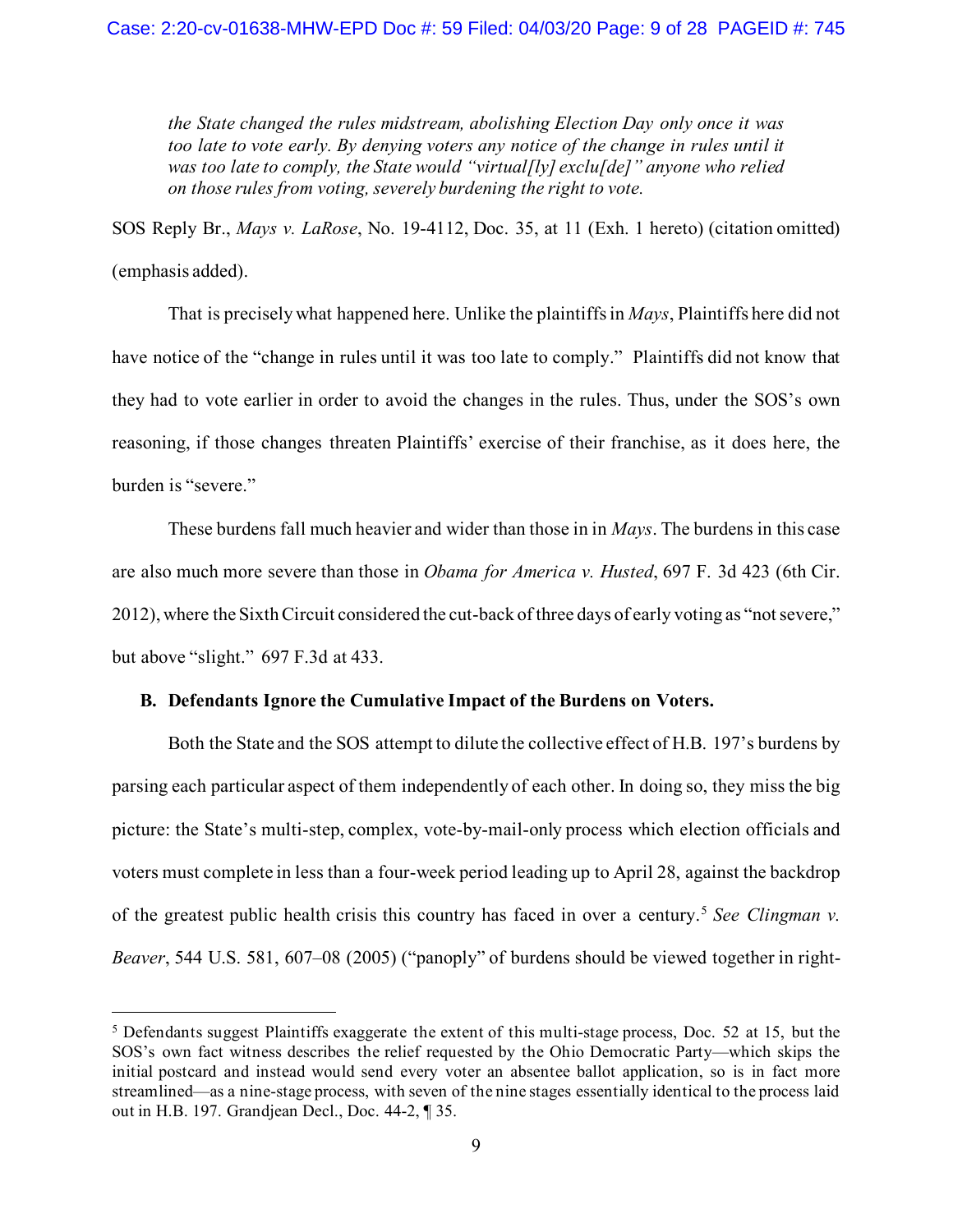*the State changed the rules midstream, abolishing Election Day only once it was too late to vote early. By denying voters any notice of the change in rules until it was too late to comply, the State would "virtual[ly] exclu[de]" anyone who relied on those rules from voting, severely burdening the right to vote.*

SOS Reply Br., *Mays v. LaRose*, No. 19-4112, Doc. 35, at 11 (Exh. 1 hereto) (citation omitted) (emphasis added).

That is precisely what happened here. Unlike the plaintiffs in *Mays*, Plaintiffs here did not have notice of the "change in rules until it was too late to comply." Plaintiffs did not know that they had to vote earlier in order to avoid the changes in the rules. Thus, under the SOS's own reasoning, if those changes threaten Plaintiffs' exercise of their franchise, as it does here, the burden is "severe."

These burdens fall much heavier and wider than those in in *Mays*. The burdens in this case are also much more severe than those in *Obama for America v. Husted*, 697 F. 3d 423 (6th Cir. 2012), where the Sixth Circuit considered the cut-back of three days of early voting as "not severe," but above "slight." 697 F.3d at 433.

### B. Defendants Ignore the Cumulative Impact of the Burdens on Voters.

Both the State and the SOS attempt to dilute the collective effect of H.B. 197's burdens by parsing each particular aspect of them independently of each other. In doing so, they miss the big picture: the State's multi-step, complex, vote-by-mail-only process which election officials and voters must complete in less than a four-week period leading up to April 28, against the backdrop of the greatest public health crisis this country has faced in over a century.[5] *See Clingman v. Beaver*, 544 U.S. 581, 607–08 (2005) ("panoply" of burdens should be viewed together in right-

[5] Defendants suggest Plaintiffs exaggerate the extent of this multi-stage process, Doc. 52 at 15, but the SOS's own fact witness describes the relief requested by the Ohio Democratic Party—which skips the initial postcard and instead would send every voter an absentee ballot application, so is in fact more streamlined—as a nine-stage process, with seven of the nine stages essentially identical to the process laid out in H.B. 197. Grandjean Decl., Doc. 44-2, ¶ 35.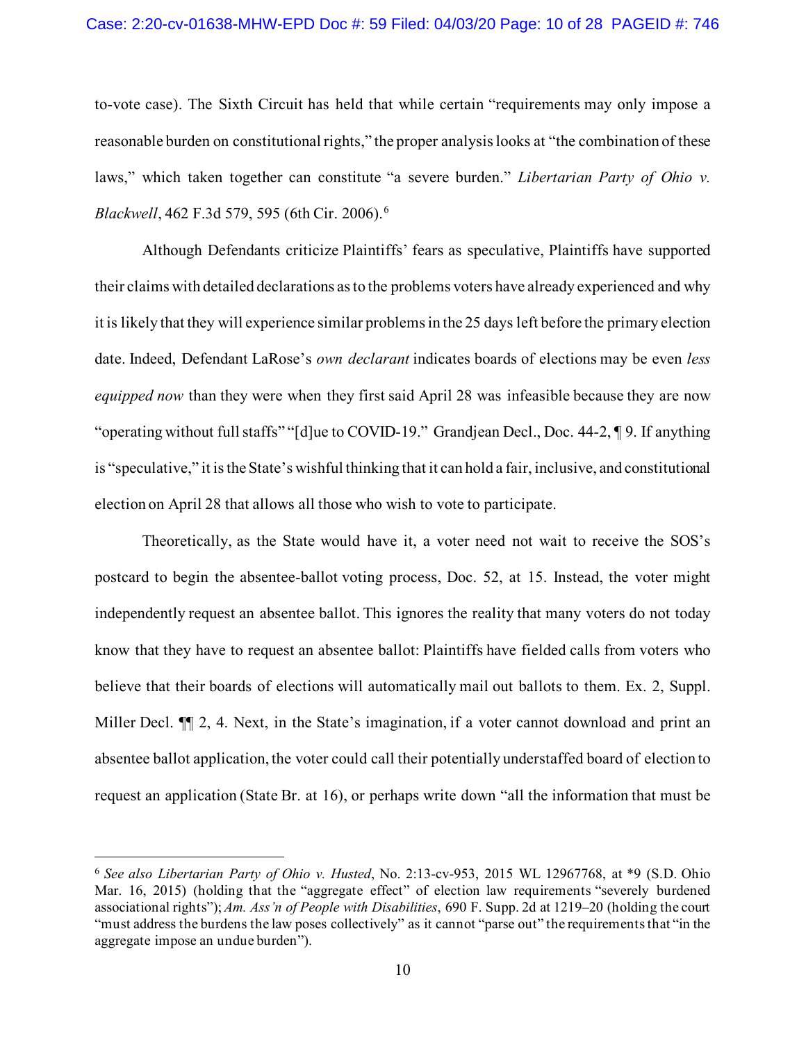to-vote case). The Sixth Circuit has held that while certain "requirements may only impose a reasonable burden on constitutional rights," the proper analysis looks at "the combination of these laws," which taken together can constitute "a severe burden." *Libertarian Party of Ohio v. Blackwell*, 462 F.3d 579, 595 (6th Cir. 2006).[6]

Although Defendants criticize Plaintiffs' fears as speculative, Plaintiffs have supported their claims with detailed declarations as to the problems voters have already experienced and why it is likely that they will experience similar problems in the 25 days left before the primary election date. Indeed, Defendant LaRose's *own declarant* indicates boards of elections may be even *less equipped now* than they were when they first said April 28 was infeasible because they are now "operating without full staffs" "[d]ue to COVID-19." Grandjean Decl., Doc. 44-2, ¶ 9. If anything is "speculative," it is the State's wishful thinking that it can hold a fair, inclusive, and constitutional election on April 28 that allows all those who wish to vote to participate.

Theoretically, as the State would have it, a voter need not wait to receive the SOS's postcard to begin the absentee-ballot voting process, Doc. 52, at 15. Instead, the voter might independently request an absentee ballot. This ignores the reality that many voters do not today know that they have to request an absentee ballot: Plaintiffs have fielded calls from voters who believe that their boards of elections will automatically mail out ballots to them. Ex. 2, Suppl. Miller Decl. ¶¶ 2, 4. Next, in the State's imagination, if a voter cannot download and print an absentee ballot application, the voter could call their potentially understaffed board of election to request an application (State Br. at 16), or perhaps write down "all the information that must be

---

[6] *See also Libertarian Party of Ohio v. Husted*, No. 2:13-cv-953, 2015 WL 12967768, at *9 (S.D. Ohio Mar. 16, 2015) (holding that the "aggregate effect" of election law requirements "severely burdened associational rights"); *Am. Ass'n of People with Disabilities*, 690 F. Supp. 2d at 1219–20 (holding the court "must address the burdens the law poses collectively" as it cannot "parse out" the requirements that "in the aggregate impose an undue burden").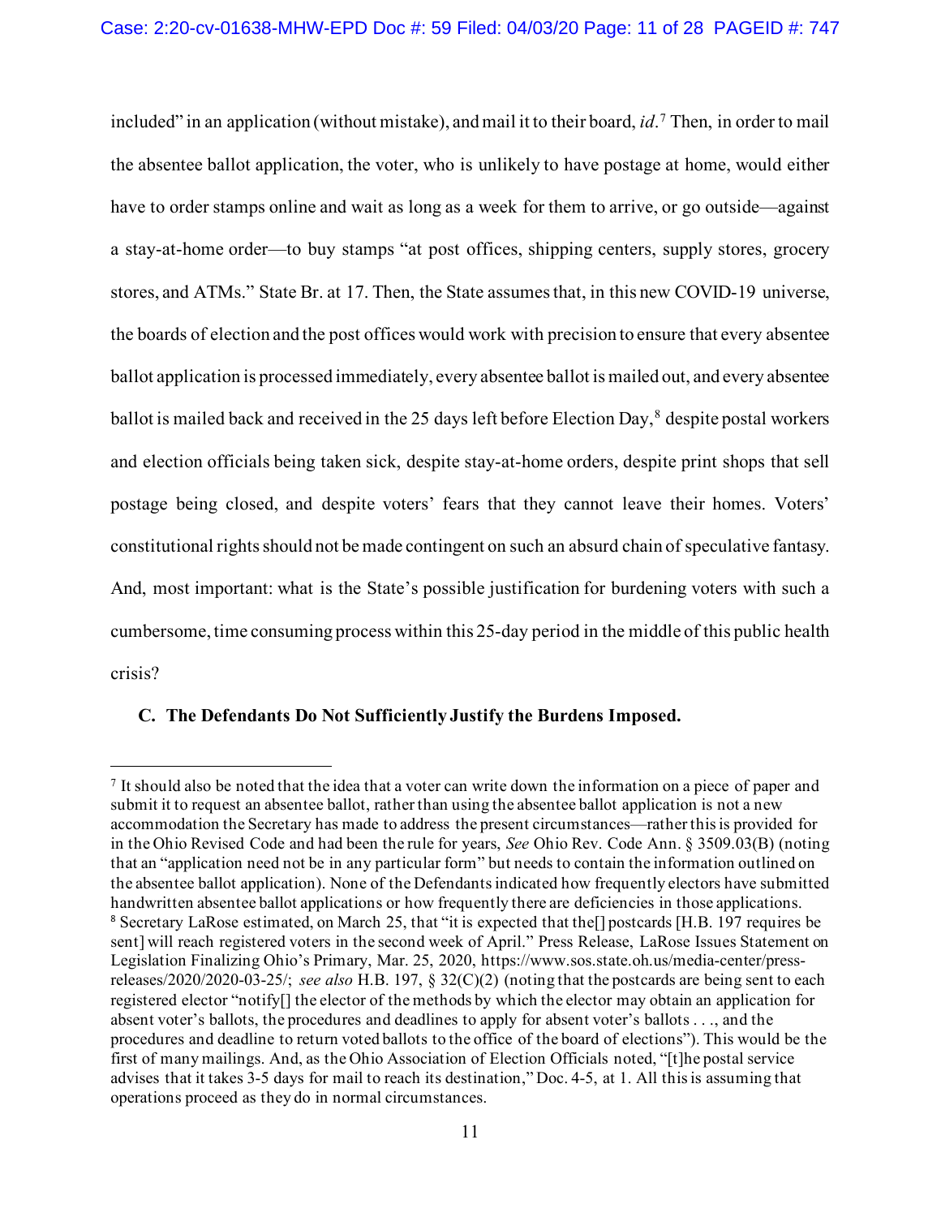included" in an application (without mistake), and mail it to their board, *id*.[7] Then, in order to mail the absentee ballot application, the voter, who is unlikely to have postage at home, would either have to order stamps online and wait as long as a week for them to arrive, or go outside—against a stay-at-home order—to buy stamps "at post offices, shipping centers, supply stores, grocery stores, and ATMs." State Br. at 17. Then, the State assumes that, in this new COVID-19 universe, the boards of election and the post offices would work with precision to ensure that every absentee ballot application is processed immediately, every absentee ballot is mailed out, and every absentee ballot is mailed back and received in the 25 days left before Election Day,[8] despite postal workers and election officials being taken sick, despite stay-at-home orders, despite print shops that sell postage being closed, and despite voters' fears that they cannot leave their homes. Voters' constitutional rights should not be made contingent on such an absurd chain of speculative fantasy. And, most important: what is the State's possible justification for burdening voters with such a cumbersome, time consuming process within this 25-day period in the middle of this public health crisis?

### C. The Defendants Do Not Sufficiently Justify the Burdens Imposed.

---

[7] It should also be noted that the idea that a voter can write down the information on a piece of paper and submit it to request an absentee ballot, rather than using the absentee ballot application is not a new accommodation the Secretary has made to address the present circumstances—rather this is provided for in the Ohio Revised Code and had been the rule for years, *See* Ohio Rev. Code Ann. § 3509.03(B) (noting that an "application need not be in any particular form" but needs to contain the information outlined on the absentee ballot application). None of the Defendants indicated how frequently electors have submitted handwritten absentee ballot applications or how frequently there are deficiencies in those applications.

[8] Secretary LaRose estimated, on March 25, that "it is expected that the[] postcards [H.B. 197 requires be sent] will reach registered voters in the second week of April." Press Release, LaRose Issues Statement on Legislation Finalizing Ohio's Primary, Mar. 25, 2020, https://www.sos.state.oh.us/media-center/press-releases/2020/2020-03-25/; *see also* H.B. 197, § 32(C)(2) (noting that the postcards are being sent to each registered elector "notify[] the elector of the methods by which the elector may obtain an application for absent voter's ballots, the procedures and deadlines to apply for absent voter's ballots . . ., and the procedures and deadline to return voted ballots to the office of the board of elections"). This would be the first of many mailings. And, as the Ohio Association of Election Officials noted, "[t]he postal service advises that it takes 3-5 days for mail to reach its destination," Doc. 4-5, at 1. All this is assuming that operations proceed as they do in normal circumstances.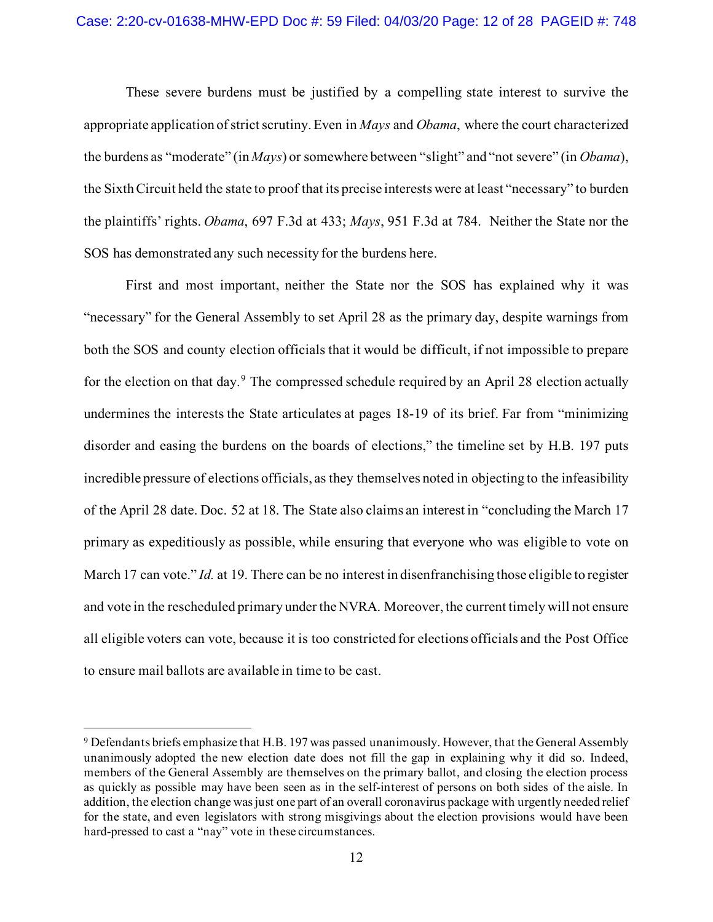These severe burdens must be justified by a compelling state interest to survive the appropriate application of strict scrutiny. Even in *Mays* and *Obama*, where the court characterized the burdens as "moderate" (in *Mays*) or somewhere between "slight" and "not severe" (in *Obama*), the Sixth Circuit held the state to proof that its precise interests were at least "necessary" to burden the plaintiffs' rights. *Obama*, 697 F.3d at 433; *Mays*, 951 F.3d at 784. Neither the State nor the SOS has demonstrated any such necessity for the burdens here.

First and most important, neither the State nor the SOS has explained why it was "necessary" for the General Assembly to set April 28 as the primary day, despite warnings from both the SOS and county election officials that it would be difficult, if not impossible to prepare for the election on that day.[9] The compressed schedule required by an April 28 election actually undermines the interests the State articulates at pages 18-19 of its brief. Far from "minimizing disorder and easing the burdens on the boards of elections," the timeline set by H.B. 197 puts incredible pressure of elections officials, as they themselves noted in objecting to the infeasibility of the April 28 date. Doc. 52 at 18. The State also claims an interest in "concluding the March 17 primary as expeditiously as possible, while ensuring that everyone who was eligible to vote on March 17 can vote." *Id.* at 19. There can be no interest in disenfranchising those eligible to register and vote in the rescheduled primary under the NVRA. Moreover, the current timely will not ensure all eligible voters can vote, because it is too constricted for elections officials and the Post Office to ensure mail ballots are available in time to be cast.

---

[9] Defendants briefs emphasize that H.B. 197 was passed unanimously. However, that the General Assembly unanimously adopted the new election date does not fill the gap in explaining why it did so. Indeed, members of the General Assembly are themselves on the primary ballot, and closing the election process as quickly as possible may have been seen as in the self-interest of persons on both sides of the aisle. In addition, the election change was just one part of an overall coronavirus package with urgently needed relief for the state, and even legislators with strong misgivings about the election provisions would have been hard-pressed to cast a "nay" vote in these circumstances.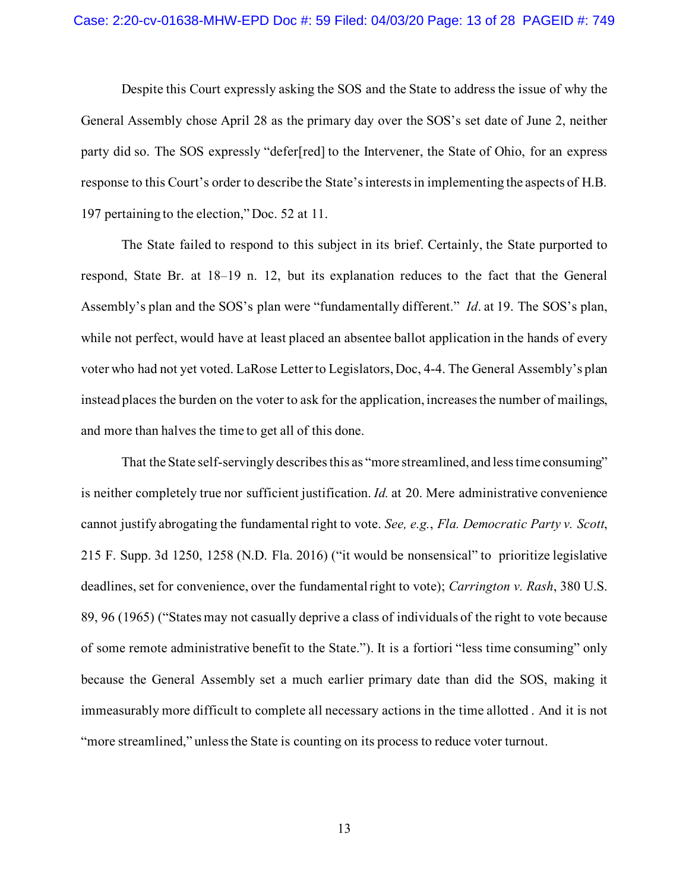Despite this Court expressly asking the SOS and the State to address the issue of why the General Assembly chose April 28 as the primary day over the SOS's set date of June 2, neither party did so. The SOS expressly "defer[red] to the Intervener, the State of Ohio, for an express response to this Court's order to describe the State's interests in implementing the aspects of H.B. 197 pertaining to the election," Doc. 52 at 11.

The State failed to respond to this subject in its brief. Certainly, the State purported to respond, State Br. at 18–19 n. 12, but its explanation reduces to the fact that the General Assembly's plan and the SOS's plan were "fundamentally different." *Id*. at 19. The SOS's plan, while not perfect, would have at least placed an absentee ballot application in the hands of every voter who had not yet voted. LaRose Letter to Legislators, Doc, 4-4. The General Assembly's plan instead places the burden on the voter to ask for the application, increases the number of mailings, and more than halves the time to get all of this done.

That the State self-servingly describes this as "more streamlined, and less time consuming" is neither completely true nor sufficient justification. *Id.* at 20. Mere administrative convenience cannot justify abrogating the fundamental right to vote. *See, e.g.*, *Fla. Democratic Party v. Scott*, 215 F. Supp. 3d 1250, 1258 (N.D. Fla. 2016) ("it would be nonsensical" to prioritize legislative deadlines, set for convenience, over the fundamental right to vote); *Carrington v. Rash*, 380 U.S. 89, 96 (1965) ("States may not casually deprive a class of individuals of the right to vote because of some remote administrative benefit to the State."). It is a fortiori "less time consuming" only because the General Assembly set a much earlier primary date than did the SOS, making it immeasurably more difficult to complete all necessary actions in the time allotted . And it is not "more streamlined," unless the State is counting on its process to reduce voter turnout.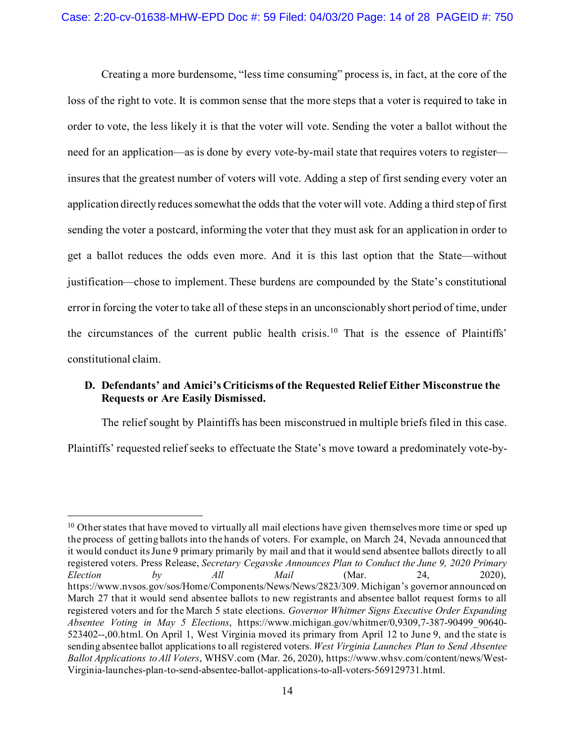Creating a more burdensome, "less time consuming" process is, in fact, at the core of the loss of the right to vote. It is common sense that the more steps that a voter is required to take in order to vote, the less likely it is that the voter will vote. Sending the voter a ballot without the need for an application—as is done by every vote-by-mail state that requires voters to register—insures that the greatest number of voters will vote. Adding a step of first sending every voter an application directly reduces somewhat the odds that the voter will vote. Adding a third step of first sending the voter a postcard, informing the voter that they must ask for an application in order to get a ballot reduces the odds even more. And it is this last option that the State—without justification—chose to implement. These burdens are compounded by the State's constitutional error in forcing the voter to take all of these steps in an unconscionably short period of time, under the circumstances of the current public health crisis.[10] That is the essence of Plaintiffs' constitutional claim.

### D. Defendants' and Amici's Criticisms of the Requested Relief Either Misconstrue the Requests or Are Easily Dismissed.

The relief sought by Plaintiffs has been misconstrued in multiple briefs filed in this case. Plaintiffs' requested relief seeks to effectuate the State's move toward a predominately vote-by-

---

[10] Other states that have moved to virtually all mail elections have given themselves more time or sped up the process of getting ballots into the hands of voters. For example, on March 24, Nevada announced that it would conduct its June 9 primary primarily by mail and that it would send absentee ballots directly to all registered voters. Press Release, *Secretary Cegavske Announces Plan to Conduct the June 9, 2020 Primary Election by All Mail* (Mar. 24, 2020), https://www.nvsos.gov/sos/Home/Components/News/News/2823/309. Michigan's governor announced on March 27 that it would send absentee ballots to new registrants and absentee ballot request forms to all registered voters and for the March 5 state elections. *Governor Whitmer Signs Executive Order Expanding Absentee Voting in May 5 Elections*, https://www.michigan.gov/whitmer/0,9309,7-387-90499_90640-523402--,00.html. On April 1, West Virginia moved its primary from April 12 to June 9, and the state is sending absentee ballot applications to all registered voters. *West Virginia Launches Plan to Send Absentee Ballot Applications to All Voters*, WHSV.com (Mar. 26, 2020), https://www.whsv.com/content/news/West-Virginia-launches-plan-to-send-absentee-ballot-applications-to-all-voters-569129731.html.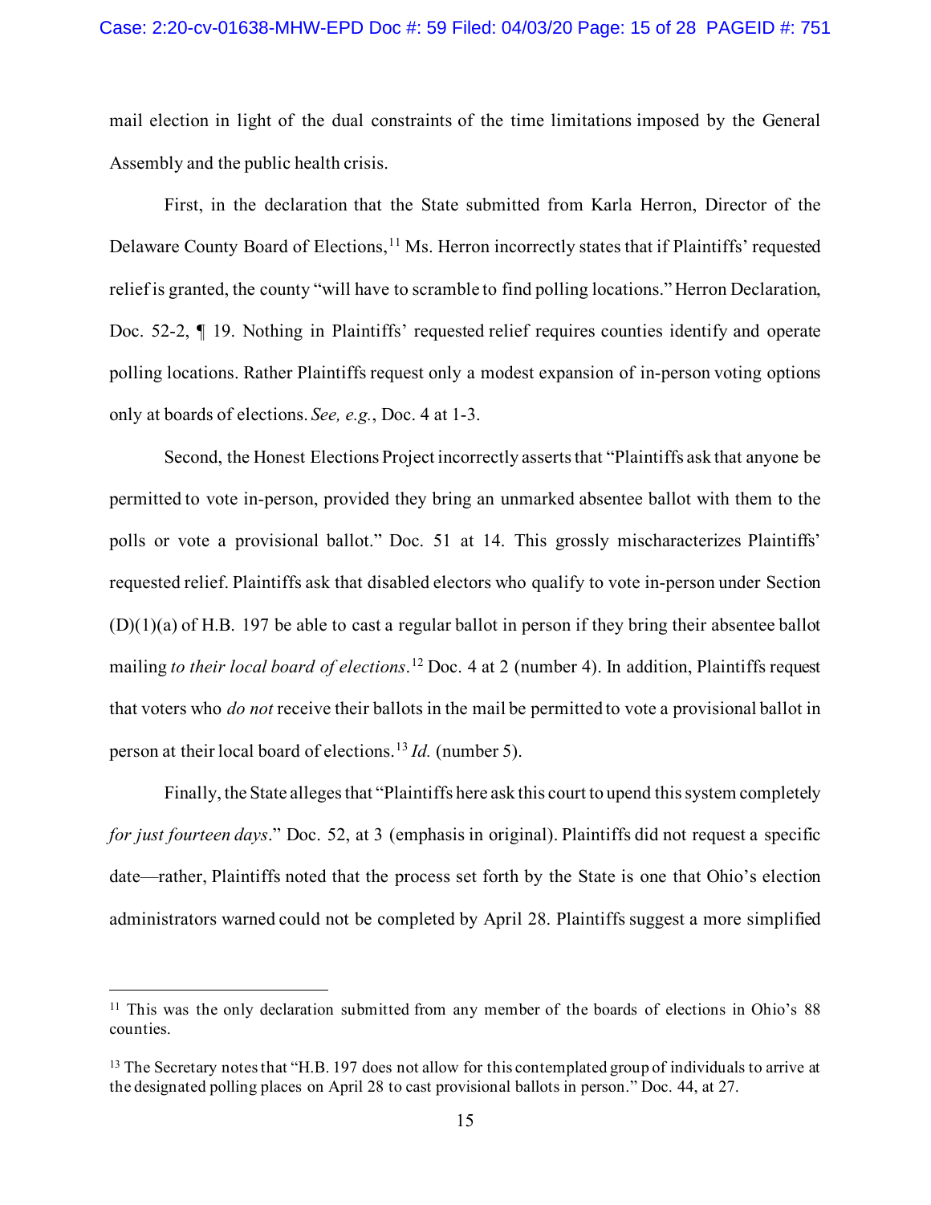mail election in light of the dual constraints of the time limitations imposed by the General Assembly and the public health crisis.

First, in the declaration that the State submitted from Karla Herron, Director of the Delaware County Board of Elections,[11] Ms. Herron incorrectly states that if Plaintiffs' requested relief is granted, the county "will have to scramble to find polling locations." Herron Declaration, Doc. 52-2, ¶ 19. Nothing in Plaintiffs' requested relief requires counties identify and operate polling locations. Rather Plaintiffs request only a modest expansion of in-person voting options only at boards of elections. *See, e.g.*, Doc. 4 at 1-3.

Second, the Honest Elections Project incorrectly asserts that "Plaintiffs ask that anyone be permitted to vote in-person, provided they bring an unmarked absentee ballot with them to the polls or vote a provisional ballot." Doc. 51 at 14. This grossly mischaracterizes Plaintiffs' requested relief. Plaintiffs ask that disabled electors who qualify to vote in-person under Section (D)(1)(a) of H.B. 197 be able to cast a regular ballot in person if they bring their absentee ballot mailing *to their local board of elections*.[12] Doc. 4 at 2 (number 4). In addition, Plaintiffs request that voters who *do not* receive their ballots in the mail be permitted to vote a provisional ballot in person at their local board of elections.[13] *Id.* (number 5).

Finally, the State alleges that "Plaintiffs here ask this court to upend this system completely *for just fourteen days*." Doc. 52, at 3 (emphasis in original). Plaintiffs did not request a specific date—rather, Plaintiffs noted that the process set forth by the State is one that Ohio's election administrators warned could not be completed by April 28. Plaintiffs suggest a more simplified

---

[11] This was the only declaration submitted from any member of the boards of elections in Ohio's 88 counties.

[13] The Secretary notes that "H.B. 197 does not allow for this contemplated group of individuals to arrive at the designated polling places on April 28 to cast provisional ballots in person." Doc. 44, at 27.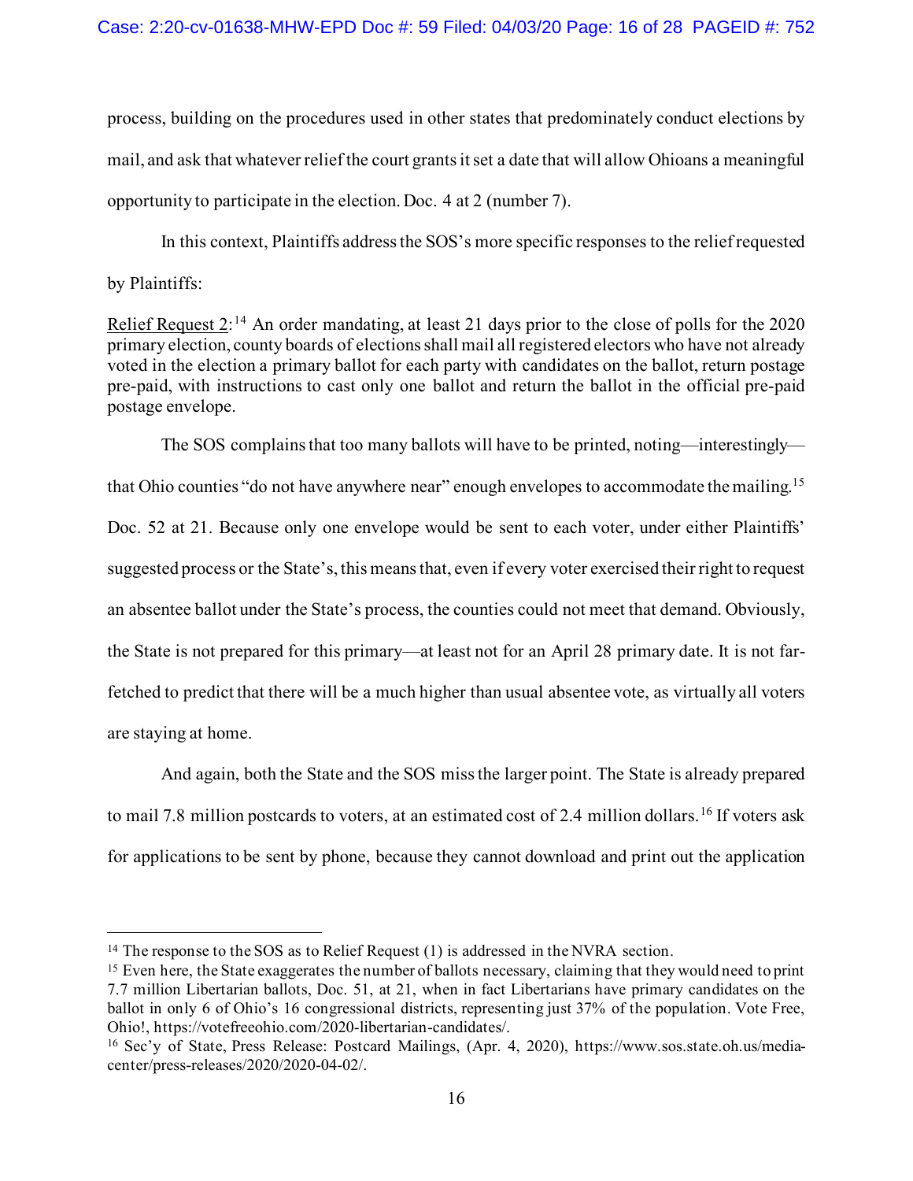process, building on the procedures used in other states that predominately conduct elections by mail, and ask that whatever relief the court grants it set a date that will allow Ohioans a meaningful opportunity to participate in the election. Doc. 4 at 2 (number 7).

In this context, Plaintiffs address the SOS's more specific responses to the relief requested by Plaintiffs:

<u>Relief Request 2</u>:[14] An order mandating, at least 21 days prior to the close of polls for the 2020 primary election, county boards of elections shall mail all registered electors who have not already voted in the election a primary ballot for each party with candidates on the ballot, return postage pre-paid, with instructions to cast only one ballot and return the ballot in the official pre-paid postage envelope.

The SOS complains that too many ballots will have to be printed, noting—interestingly—that Ohio counties "do not have anywhere near" enough envelopes to accommodate the mailing.[15] Doc. 52 at 21. Because only one envelope would be sent to each voter, under either Plaintiffs' suggested process or the State's, this means that, even if every voter exercised their right to request an absentee ballot under the State's process, the counties could not meet that demand. Obviously, the State is not prepared for this primary—at least not for an April 28 primary date. It is not far-fetched to predict that there will be a much higher than usual absentee vote, as virtually all voters are staying at home.

And again, both the State and the SOS miss the larger point. The State is already prepared to mail 7.8 million postcards to voters, at an estimated cost of 2.4 million dollars.[16] If voters ask for applications to be sent by phone, because they cannot download and print out the application

---

[14] The response to the SOS as to Relief Request (1) is addressed in the NVRA section.

[15] Even here, the State exaggerates the number of ballots necessary, claiming that they would need to print 7.7 million Libertarian ballots, Doc. 51, at 21, when in fact Libertarians have primary candidates on the ballot in only 6 of Ohio's 16 congressional districts, representing just 37% of the population. Vote Free, Ohio!, https://votefreeohio.com/2020-libertarian-candidates/.

[16] Sec'y of State, Press Release: Postcard Mailings, (Apr. 4, 2020), https://www.sos.state.oh.us/media-center/press-releases/2020/2020-04-02/.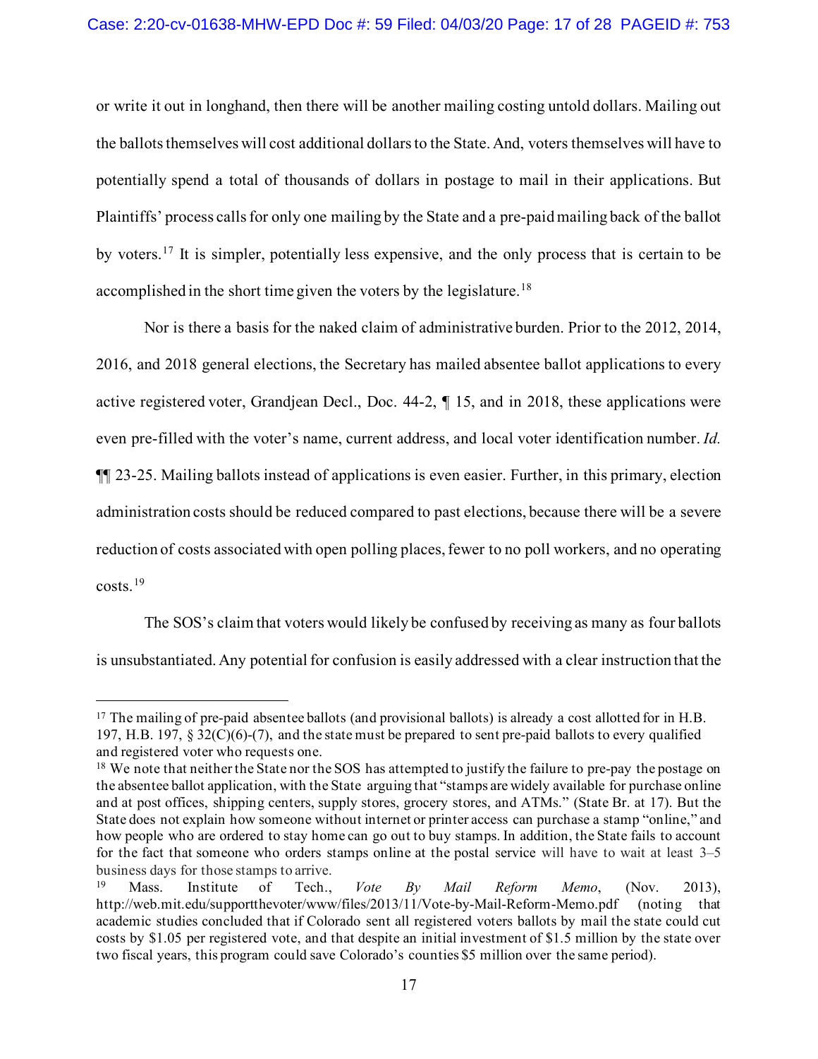or write it out in longhand, then there will be another mailing costing untold dollars. Mailing out the ballots themselves will cost additional dollars to the State. And, voters themselves will have to potentially spend a total of thousands of dollars in postage to mail in their applications. But Plaintiffs' process calls for only one mailing by the State and a pre-paid mailing back of the ballot by voters.[17] It is simpler, potentially less expensive, and the only process that is certain to be accomplished in the short time given the voters by the legislature.[18]

Nor is there a basis for the naked claim of administrative burden. Prior to the 2012, 2014, 2016, and 2018 general elections, the Secretary has mailed absentee ballot applications to every active registered voter, Grandjean Decl., Doc. 44-2, ¶ 15, and in 2018, these applications were even pre-filled with the voter's name, current address, and local voter identification number. *Id.* ¶¶ 23-25. Mailing ballots instead of applications is even easier. Further, in this primary, election administration costs should be reduced compared to past elections, because there will be a severe reduction of costs associated with open polling places, fewer to no poll workers, and no operating costs.[19]

The SOS's claim that voters would likely be confused by receiving as many as four ballots is unsubstantiated. Any potential for confusion is easily addressed with a clear instruction that the

---

[17] The mailing of pre-paid absentee ballots (and provisional ballots) is already a cost allotted for in H.B. 197, H.B. 197, § 32(C)(6)-(7), and the state must be prepared to sent pre-paid ballots to every qualified and registered voter who requests one.

[18] We note that neither the State nor the SOS has attempted to justify the failure to pre-pay the postage on the absentee ballot application, with the State arguing that "stamps are widely available for purchase online and at post offices, shipping centers, supply stores, grocery stores, and ATMs." (State Br. at 17). But the State does not explain how someone without internet or printer access can purchase a stamp "online," and how people who are ordered to stay home can go out to buy stamps. In addition, the State fails to account for the fact that someone who orders stamps online at the postal service will have to wait at least 3–5 business days for those stamps to arrive.

[19] Mass. Institute of Tech., *Vote By Mail Reform Memo*, (Nov. 2013), http://web.mit.edu/supportthevoter/www/files/2013/11/Vote-by-Mail-Reform-Memo.pdf (noting that academic studies concluded that if Colorado sent all registered voters ballots by mail the state could cut costs by $1.05 per registered vote, and that despite an initial investment of $1.5 million by the state over two fiscal years, this program could save Colorado's counties $5 million over the same period).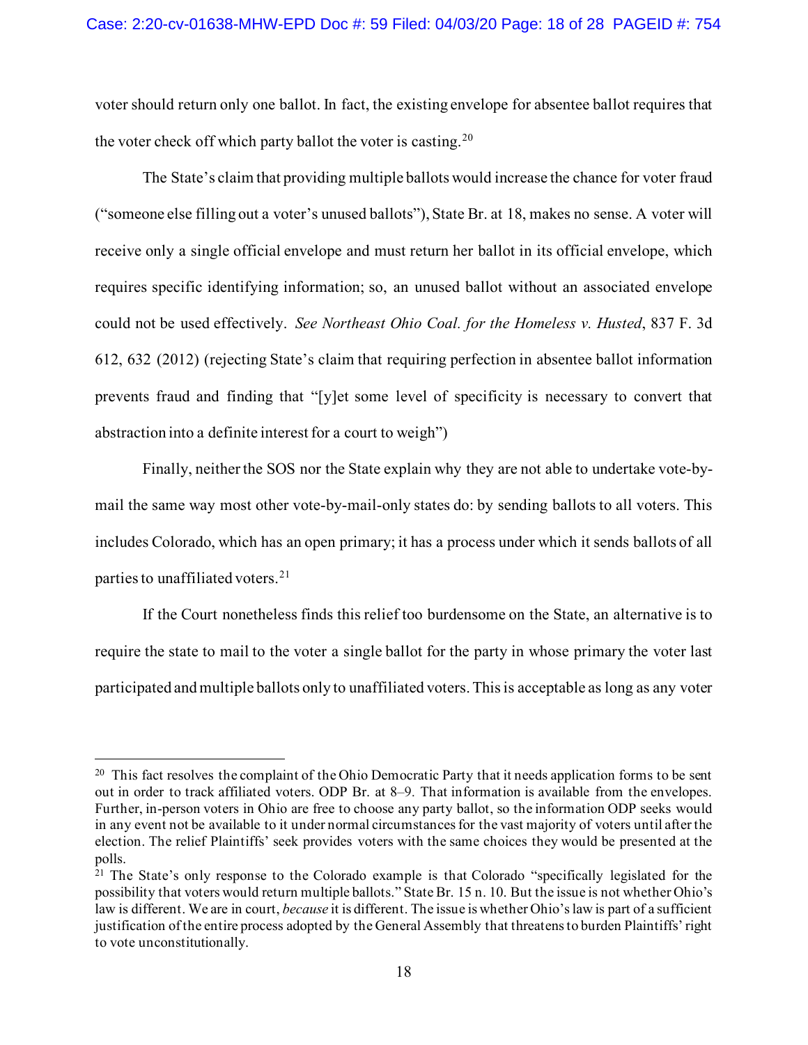voter should return only one ballot. In fact, the existing envelope for absentee ballot requires that the voter check off which party ballot the voter is casting.[20]

The State's claim that providing multiple ballots would increase the chance for voter fraud ("someone else filling out a voter's unused ballots"), State Br. at 18, makes no sense. A voter will receive only a single official envelope and must return her ballot in its official envelope, which requires specific identifying information; so, an unused ballot without an associated envelope could not be used effectively. *See Northeast Ohio Coal. for the Homeless v. Husted*, 837 F. 3d 612, 632 (2012) (rejecting State's claim that requiring perfection in absentee ballot information prevents fraud and finding that "[y]et some level of specificity is necessary to convert that abstraction into a definite interest for a court to weigh")

Finally, neither the SOS nor the State explain why they are not able to undertake vote-by-mail the same way most other vote-by-mail-only states do: by sending ballots to all voters. This includes Colorado, which has an open primary; it has a process under which it sends ballots of all parties to unaffiliated voters.[21]

If the Court nonetheless finds this relief too burdensome on the State, an alternative is to require the state to mail to the voter a single ballot for the party in whose primary the voter last participated and multiple ballots only to unaffiliated voters. This is acceptable as long as any voter

---

[20] This fact resolves the complaint of the Ohio Democratic Party that it needs application forms to be sent out in order to track affiliated voters. ODP Br. at 8–9. That information is available from the envelopes. Further, in-person voters in Ohio are free to choose any party ballot, so the information ODP seeks would in any event not be available to it under normal circumstances for the vast majority of voters until after the election. The relief Plaintiffs' seek provides voters with the same choices they would be presented at the polls.

[21] The State's only response to the Colorado example is that Colorado "specifically legislated for the possibility that voters would return multiple ballots." State Br. 15 n. 10. But the issue is not whether Ohio's law is different. We are in court, *because* it is different. The issue is whether Ohio's law is part of a sufficient justification of the entire process adopted by the General Assembly that threatens to burden Plaintiffs' right to vote unconstitutionally.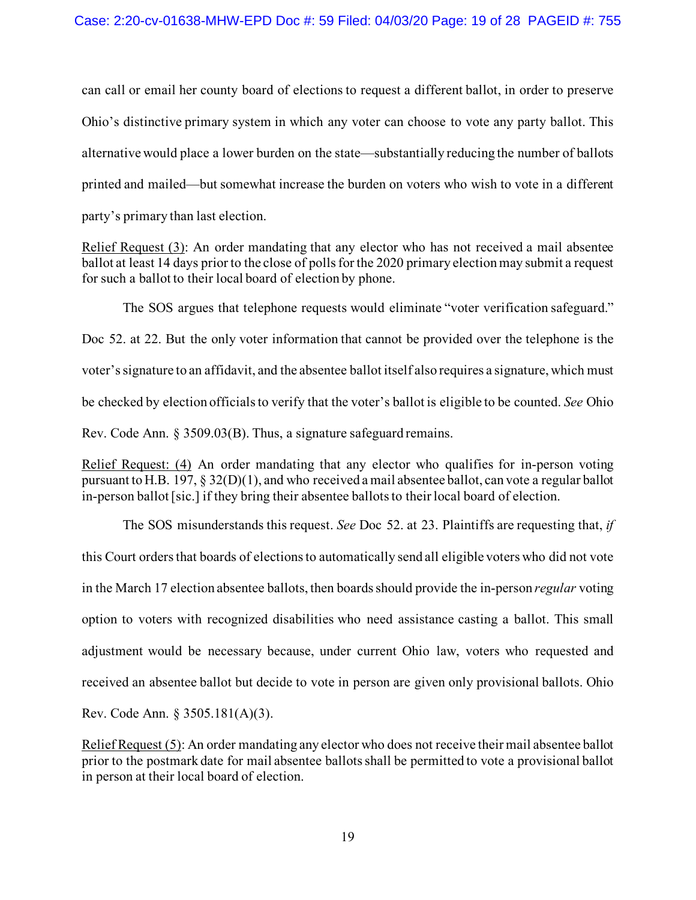can call or email her county board of elections to request a different ballot, in order to preserve Ohio's distinctive primary system in which any voter can choose to vote any party ballot. This alternative would place a lower burden on the state—substantially reducing the number of ballots printed and mailed—but somewhat increase the burden on voters who wish to vote in a different party's primary than last election.

<u>Relief Request (3)</u>: An order mandating that any elector who has not received a mail absentee ballot at least 14 days prior to the close of polls for the 2020 primary election may submit a request for such a ballot to their local board of election by phone.

The SOS argues that telephone requests would eliminate "voter verification safeguard." Doc 52. at 22. But the only voter information that cannot be provided over the telephone is the voter's signature to an affidavit, and the absentee ballot itself also requires a signature, which must be checked by election officials to verify that the voter's ballot is eligible to be counted. *See* Ohio Rev. Code Ann. § 3509.03(B). Thus, a signature safeguard remains.

<u>Relief Request: (4)</u> An order mandating that any elector who qualifies for in-person voting pursuant to H.B. 197, § 32(D)(1), and who received a mail absentee ballot, can vote a regular ballot in-person ballot [sic.] if they bring their absentee ballots to their local board of election.

The SOS misunderstands this request. *See* Doc 52. at 23. Plaintiffs are requesting that, *if* this Court orders that boards of elections to automatically send all eligible voters who did not vote in the March 17 election absentee ballots, then boards should provide the in-person *regular* voting option to voters with recognized disabilities who need assistance casting a ballot. This small adjustment would be necessary because, under current Ohio law, voters who requested and received an absentee ballot but decide to vote in person are given only provisional ballots. Ohio Rev. Code Ann. § 3505.181(A)(3).

<u>Relief Request (5)</u>: An order mandating any elector who does not receive their mail absentee ballot prior to the postmark date for mail absentee ballots shall be permitted to vote a provisional ballot in person at their local board of election.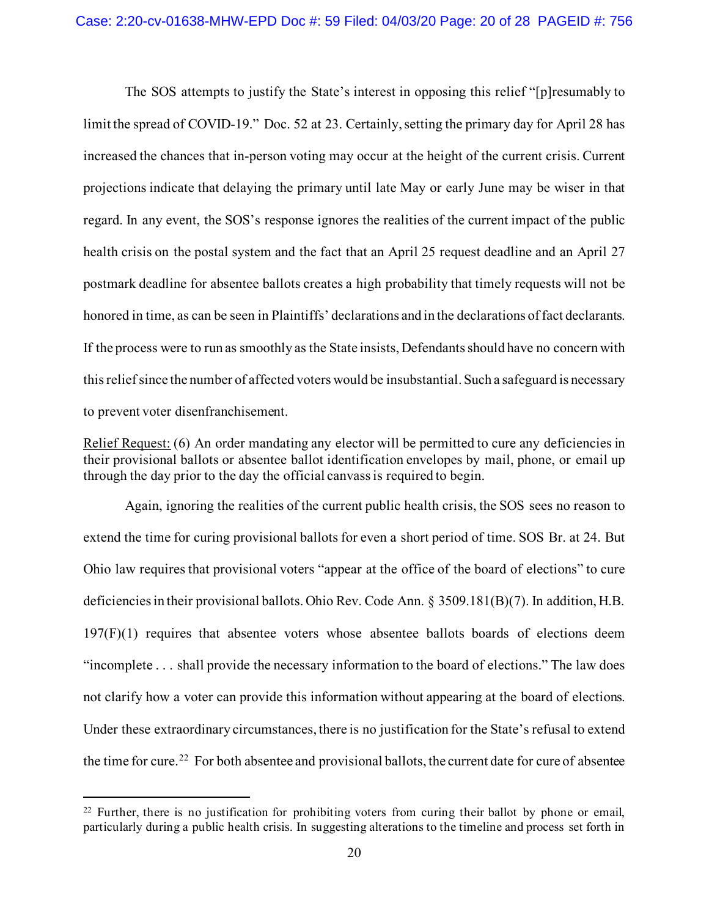The SOS attempts to justify the State's interest in opposing this relief "[p]resumably to limit the spread of COVID-19." Doc. 52 at 23. Certainly, setting the primary day for April 28 has increased the chances that in-person voting may occur at the height of the current crisis. Current projections indicate that delaying the primary until late May or early June may be wiser in that regard. In any event, the SOS's response ignores the realities of the current impact of the public health crisis on the postal system and the fact that an April 25 request deadline and an April 27 postmark deadline for absentee ballots creates a high probability that timely requests will not be honored in time, as can be seen in Plaintiffs' declarations and in the declarations of fact declarants. If the process were to run as smoothly as the State insists, Defendants should have no concern with this relief since the number of affected voters would be insubstantial. Such a safeguard is necessary to prevent voter disenfranchisement.

<u>Relief Request:</u> (6) An order mandating any elector will be permitted to cure any deficiencies in their provisional ballots or absentee ballot identification envelopes by mail, phone, or email up through the day prior to the day the official canvass is required to begin.

Again, ignoring the realities of the current public health crisis, the SOS sees no reason to extend the time for curing provisional ballots for even a short period of time. SOS Br. at 24. But Ohio law requires that provisional voters "appear at the office of the board of elections" to cure deficiencies in their provisional ballots. Ohio Rev. Code Ann. § 3509.181(B)(7). In addition, H.B. 197(F)(1) requires that absentee voters whose absentee ballots boards of elections deem "incomplete . . . shall provide the necessary information to the board of elections." The law does not clarify how a voter can provide this information without appearing at the board of elections. Under these extraordinary circumstances, there is no justification for the State's refusal to extend the time for cure.[22] For both absentee and provisional ballots, the current date for cure of absentee

---

[22] Further, there is no justification for prohibiting voters from curing their ballot by phone or email, particularly during a public health crisis. In suggesting alterations to the timeline and process set forth in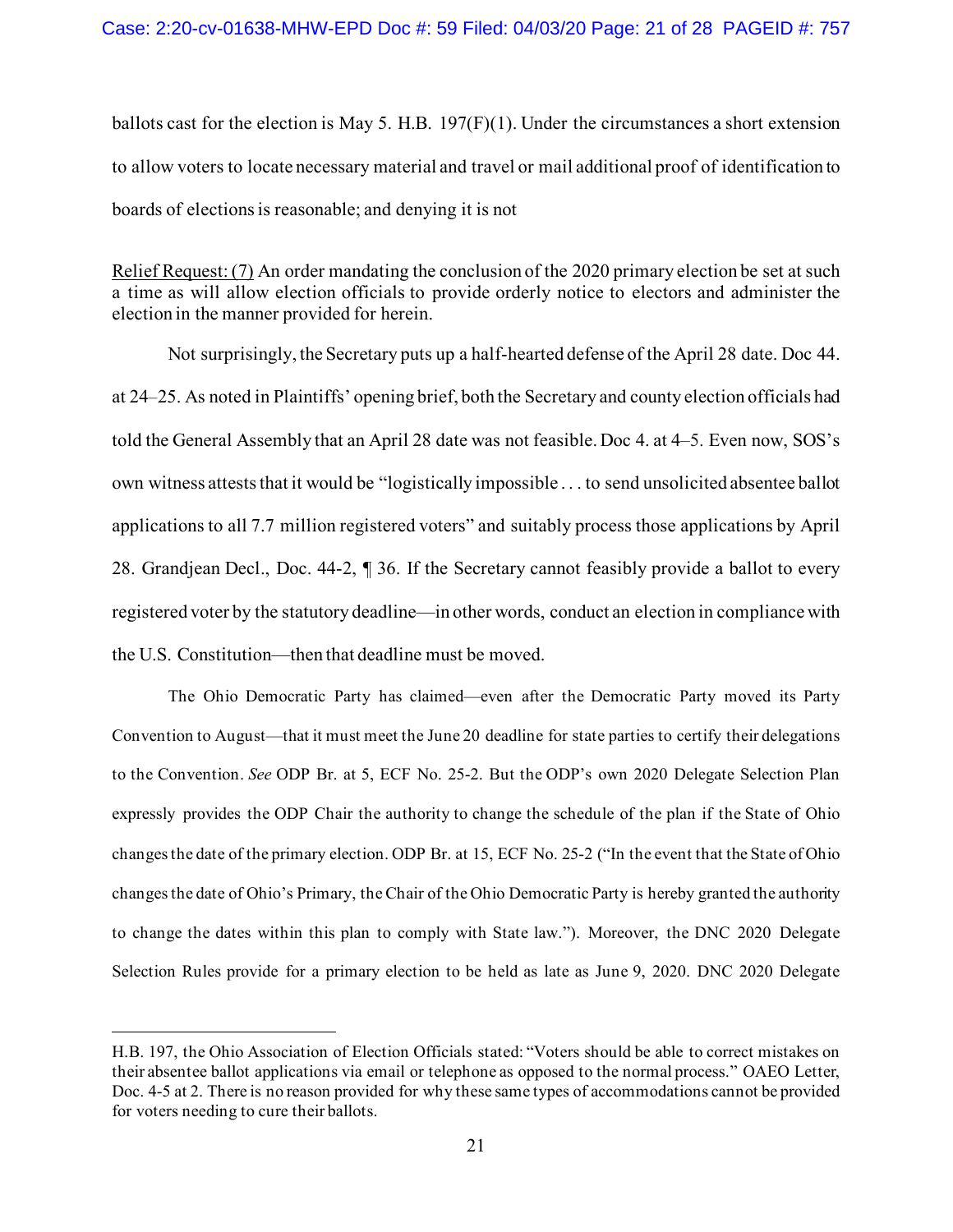ballots cast for the election is May 5. H.B. 197(F)(1). Under the circumstances a short extension to allow voters to locate necessary material and travel or mail additional proof of identification to boards of elections is reasonable; and denying it is not

<u>Relief Request: (7)</u> An order mandating the conclusion of the 2020 primary election be set at such a time as will allow election officials to provide orderly notice to electors and administer the election in the manner provided for herein.

Not surprisingly, the Secretary puts up a half-hearted defense of the April 28 date. Doc 44. at 24–25. As noted in Plaintiffs' opening brief, both the Secretary and county election officials had told the General Assembly that an April 28 date was not feasible. Doc 4. at 4–5. Even now, SOS's own witness attests that it would be "logistically impossible . . . to send unsolicited absentee ballot applications to all 7.7 million registered voters" and suitably process those applications by April 28. Grandjean Decl., Doc. 44-2, ¶ 36. If the Secretary cannot feasibly provide a ballot to every registered voter by the statutory deadline—in other words, conduct an election in compliance with the U.S. Constitution—then that deadline must be moved.

The Ohio Democratic Party has claimed—even after the Democratic Party moved its Party Convention to August—that it must meet the June 20 deadline for state parties to certify their delegations to the Convention. *See* ODP Br. at 5, ECF No. 25-2. But the ODP's own 2020 Delegate Selection Plan expressly provides the ODP Chair the authority to change the schedule of the plan if the State of Ohio changes the date of the primary election. ODP Br. at 15, ECF No. 25-2 ("In the event that the State of Ohio changes the date of Ohio's Primary, the Chair of the Ohio Democratic Party is hereby granted the authority to change the dates within this plan to comply with State law."). Moreover, the DNC 2020 Delegate Selection Rules provide for a primary election to be held as late as June 9, 2020. DNC 2020 Delegate

---

H.B. 197, the Ohio Association of Election Officials stated: "Voters should be able to correct mistakes on their absentee ballot applications via email or telephone as opposed to the normal process." OAEO Letter, Doc. 4-5 at 2. There is no reason provided for why these same types of accommodations cannot be provided for voters needing to cure their ballots.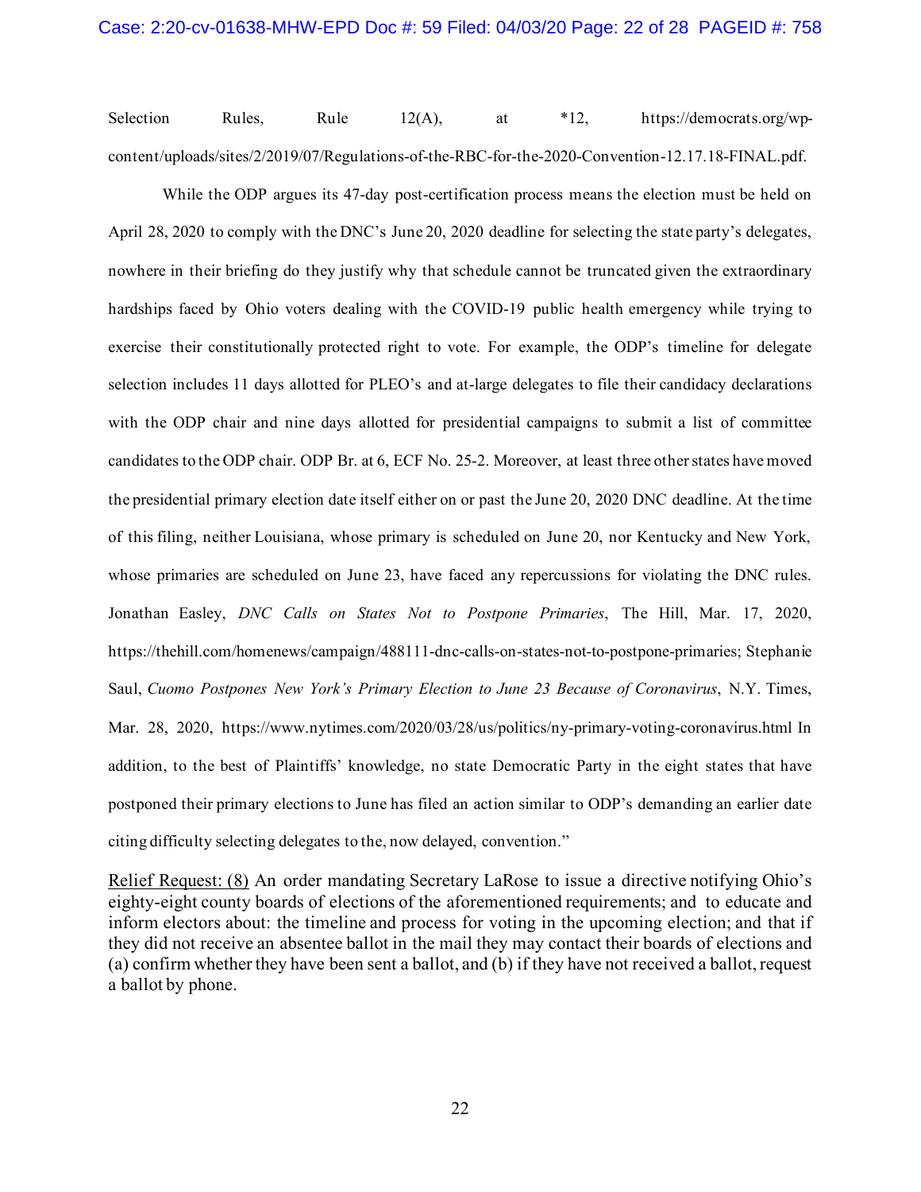Selection Rules, Rule 12(A), at *12, https://democrats.org/wp-content/uploads/sites/2/2019/07/Regulations-of-the-RBC-for-the-2020-Convention-12.17.18-FINAL.pdf.

While the ODP argues its 47-day post-certification process means the election must be held on April 28, 2020 to comply with the DNC's June 20, 2020 deadline for selecting the state party's delegates, nowhere in their briefing do they justify why that schedule cannot be truncated given the extraordinary hardships faced by Ohio voters dealing with the COVID-19 public health emergency while trying to exercise their constitutionally protected right to vote. For example, the ODP's timeline for delegate selection includes 11 days allotted for PLEO's and at-large delegates to file their candidacy declarations with the ODP chair and nine days allotted for presidential campaigns to submit a list of committee candidates to the ODP chair. ODP Br. at 6, ECF No. 25-2. Moreover, at least three other states have moved the presidential primary election date itself either on or past the June 20, 2020 DNC deadline. At the time of this filing, neither Louisiana, whose primary is scheduled on June 20, nor Kentucky and New York, whose primaries are scheduled on June 23, have faced any repercussions for violating the DNC rules. Jonathan Easley, *DNC Calls on States Not to Postpone Primaries*, The Hill, Mar. 17, 2020, https://thehill.com/homenews/campaign/488111-dnc-calls-on-states-not-to-postpone-primaries; Stephanie Saul, *Cuomo Postpones New York's Primary Election to June 23 Because of Coronavirus*, N.Y. Times, Mar. 28, 2020, https://www.nytimes.com/2020/03/28/us/politics/ny-primary-voting-coronavirus.html In addition, to the best of Plaintiffs' knowledge, no state Democratic Party in the eight states that have postponed their primary elections to June has filed an action similar to ODP's demanding an earlier date citing difficulty selecting delegates to the, now delayed, convention."

<u>Relief Request: (8)</u> An order mandating Secretary LaRose to issue a directive notifying Ohio's eighty-eight county boards of elections of the aforementioned requirements; and to educate and inform electors about: the timeline and process for voting in the upcoming election; and that if they did not receive an absentee ballot in the mail they may contact their boards of elections and (a) confirm whether they have been sent a ballot, and (b) if they have not received a ballot, request a ballot by phone.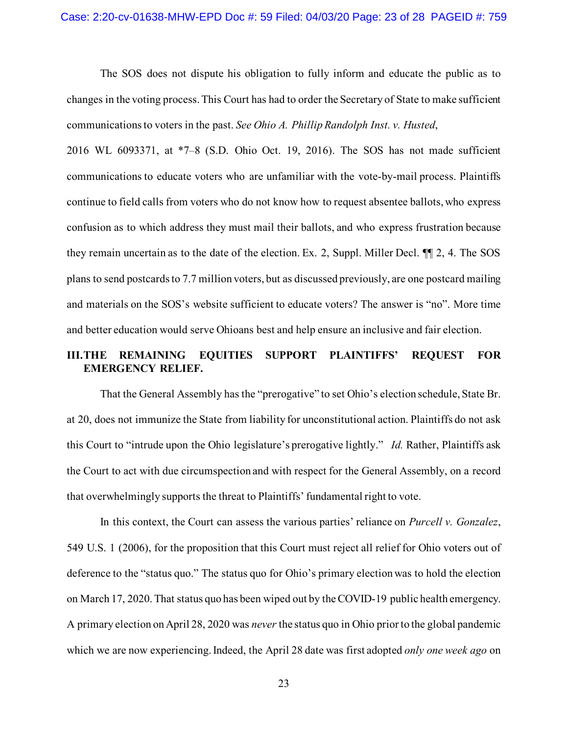The SOS does not dispute his obligation to fully inform and educate the public as to changes in the voting process. This Court has had to order the Secretary of State to make sufficient communications to voters in the past. *See Ohio A. Phillip Randolph Inst. v. Husted*, 2016 WL 6093371, at *7–8 (S.D. Ohio Oct. 19, 2016). The SOS has not made sufficient communications to educate voters who are unfamiliar with the vote-by-mail process. Plaintiffs continue to field calls from voters who do not know how to request absentee ballots, who express confusion as to which address they must mail their ballots, and who express frustration because they remain uncertain as to the date of the election. Ex. 2, Suppl. Miller Decl. ¶¶ 2, 4. The SOS plans to send postcards to 7.7 million voters, but as discussed previously, are one postcard mailing and materials on the SOS's website sufficient to educate voters? The answer is "no". More time and better education would serve Ohioans best and help ensure an inclusive and fair election.

## III. THE REMAINING EQUITIES SUPPORT PLAINTIFFS' REQUEST FOR EMERGENCY RELIEF.

That the General Assembly has the "prerogative" to set Ohio's election schedule, State Br. at 20, does not immunize the State from liability for unconstitutional action. Plaintiffs do not ask this Court to "intrude upon the Ohio legislature's prerogative lightly." *Id.* Rather, Plaintiffs ask the Court to act with due circumspection and with respect for the General Assembly, on a record that overwhelmingly supports the threat to Plaintiffs' fundamental right to vote.

In this context, the Court can assess the various parties' reliance on *Purcell v. Gonzalez*, 549 U.S. 1 (2006), for the proposition that this Court must reject all relief for Ohio voters out of deference to the "status quo." The status quo for Ohio's primary election was to hold the election on March 17, 2020. That status quo has been wiped out by the COVID-19 public health emergency. A primary election on April 28, 2020 was *never* the status quo in Ohio prior to the global pandemic which we are now experiencing. Indeed, the April 28 date was first adopted *only one week ago* on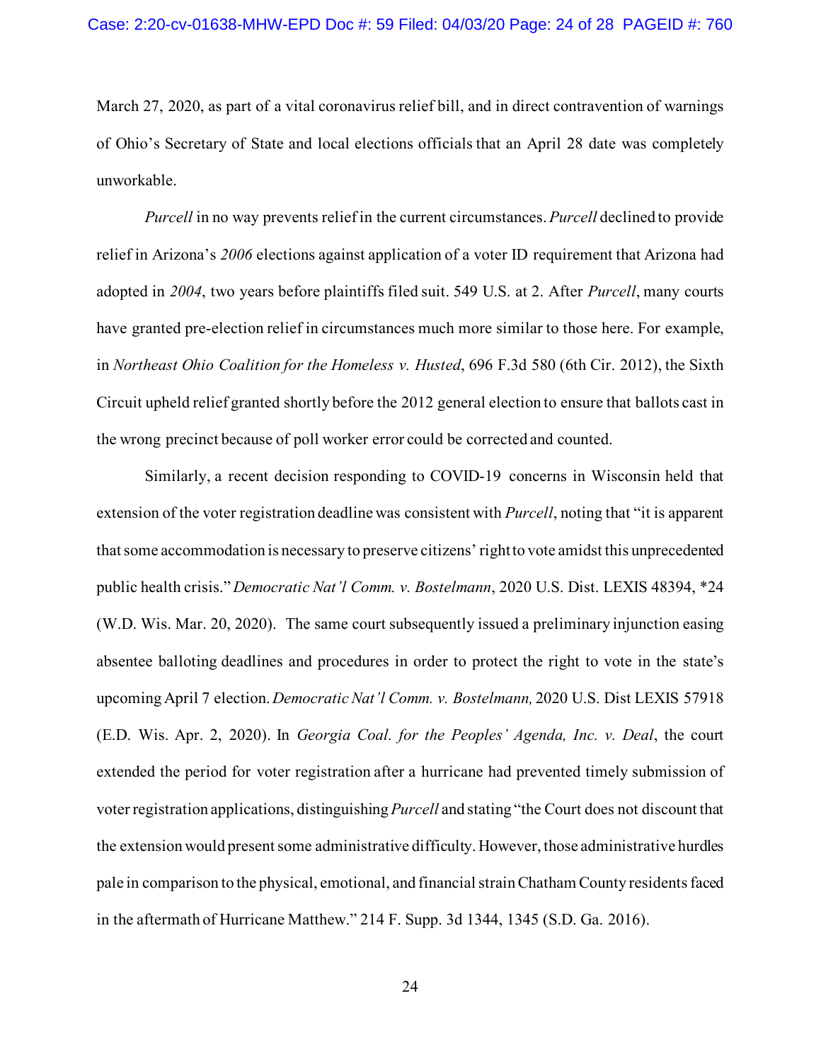March 27, 2020, as part of a vital coronavirus relief bill, and in direct contravention of warnings of Ohio's Secretary of State and local elections officials that an April 28 date was completely unworkable.

*Purcell* in no way prevents relief in the current circumstances. *Purcell* declined to provide relief in Arizona's *2006* elections against application of a voter ID requirement that Arizona had adopted in *2004*, two years before plaintiffs filed suit. 549 U.S. at 2. After *Purcell*, many courts have granted pre-election relief in circumstances much more similar to those here. For example, in *Northeast Ohio Coalition for the Homeless v. Husted*, 696 F.3d 580 (6th Cir. 2012), the Sixth Circuit upheld relief granted shortly before the 2012 general election to ensure that ballots cast in the wrong precinct because of poll worker error could be corrected and counted.

Similarly, a recent decision responding to COVID-19 concerns in Wisconsin held that extension of the voter registration deadline was consistent with *Purcell*, noting that "it is apparent that some accommodation is necessary to preserve citizens' right to vote amidst this unprecedented public health crisis." *Democratic Nat'l Comm. v. Bostelmann*, 2020 U.S. Dist. LEXIS 48394, *24 (W.D. Wis. Mar. 20, 2020). The same court subsequently issued a preliminary injunction easing absentee balloting deadlines and procedures in order to protect the right to vote in the state's upcoming April 7 election. *Democratic Nat'l Comm. v. Bostelmann,* 2020 U.S. Dist LEXIS 57918 (E.D. Wis. Apr. 2, 2020). In *Georgia Coal. for the Peoples' Agenda, Inc. v. Deal*, the court extended the period for voter registration after a hurricane had prevented timely submission of voter registration applications, distinguishing *Purcell* and stating "the Court does not discount that the extension would present some administrative difficulty. However, those administrative hurdles pale in comparison to the physical, emotional, and financial strain Chatham County residents faced in the aftermath of Hurricane Matthew." 214 F. Supp. 3d 1344, 1345 (S.D. Ga. 2016).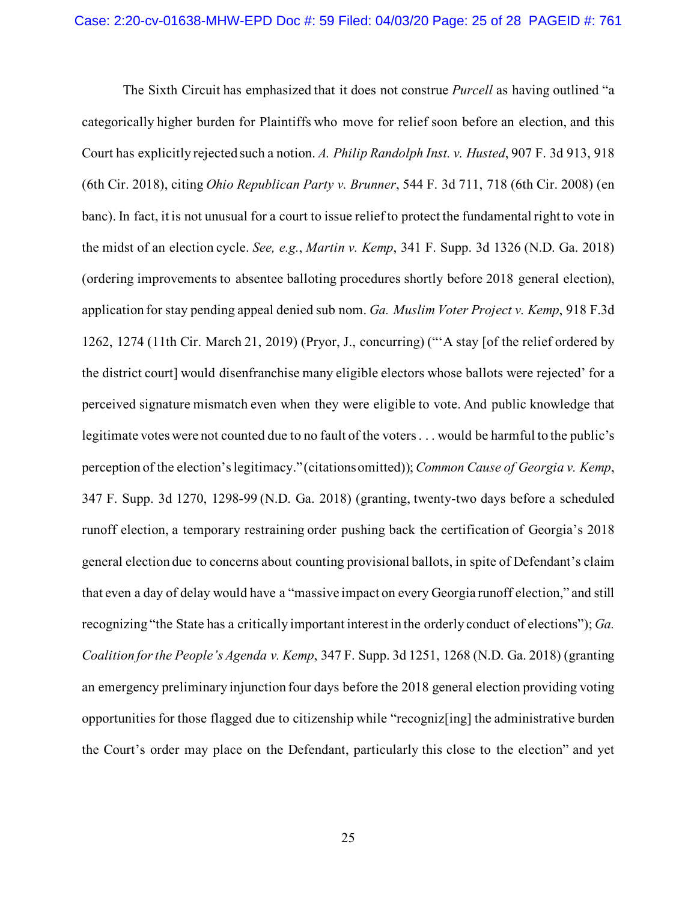The Sixth Circuit has emphasized that it does not construe *Purcell* as having outlined "a categorically higher burden for Plaintiffs who move for relief soon before an election, and this Court has explicitly rejected such a notion. *A. Philip Randolph Inst. v. Husted*, 907 F. 3d 913, 918 (6th Cir. 2018), citing *Ohio Republican Party v. Brunner*, 544 F. 3d 711, 718 (6th Cir. 2008) (en banc). In fact, it is not unusual for a court to issue relief to protect the fundamental right to vote in the midst of an election cycle. *See, e.g.*, *Martin v. Kemp*, 341 F. Supp. 3d 1326 (N.D. Ga. 2018) (ordering improvements to absentee balloting procedures shortly before 2018 general election), application for stay pending appeal denied sub nom. *Ga. Muslim Voter Project v. Kemp*, 918 F.3d 1262, 1274 (11th Cir. March 21, 2019) (Pryor, J., concurring) ("'A stay [of the relief ordered by the district court] would disenfranchise many eligible electors whose ballots were rejected' for a perceived signature mismatch even when they were eligible to vote. And public knowledge that legitimate votes were not counted due to no fault of the voters . . . would be harmful to the public's perception of the election's legitimacy." (citations omitted)); *Common Cause of Georgia v. Kemp*, 347 F. Supp. 3d 1270, 1298-99 (N.D. Ga. 2018) (granting, twenty-two days before a scheduled runoff election, a temporary restraining order pushing back the certification of Georgia's 2018 general election due to concerns about counting provisional ballots, in spite of Defendant's claim that even a day of delay would have a "massive impact on every Georgia runoff election," and still recognizing "the State has a critically important interest in the orderly conduct of elections"); *Ga. Coalition for the People's Agenda v. Kemp*, 347 F. Supp. 3d 1251, 1268 (N.D. Ga. 2018) (granting an emergency preliminary injunction four days before the 2018 general election providing voting opportunities for those flagged due to citizenship while "recogniz[ing] the administrative burden the Court's order may place on the Defendant, particularly this close to the election" and yet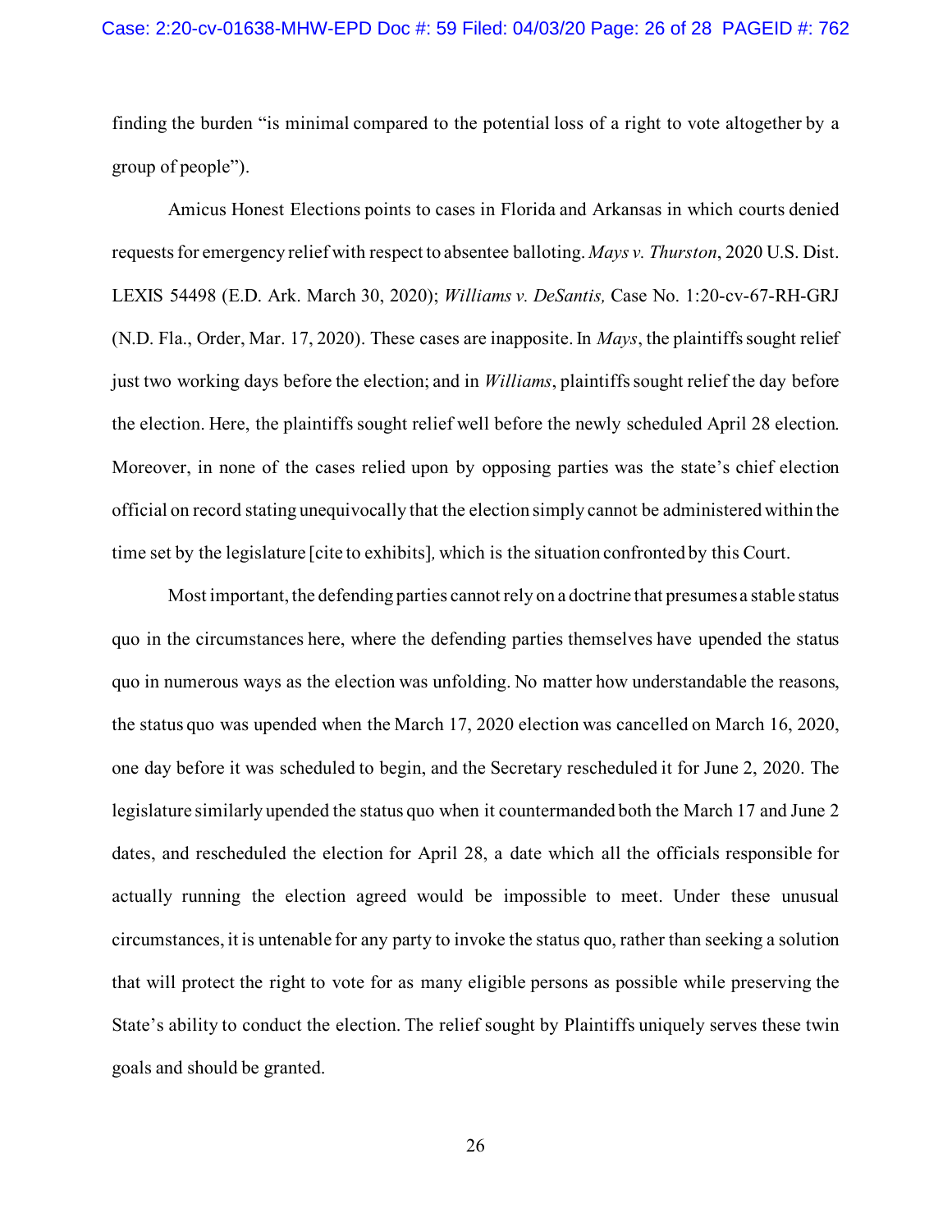finding the burden "is minimal compared to the potential loss of a right to vote altogether by a group of people").

Amicus Honest Elections points to cases in Florida and Arkansas in which courts denied requests for emergency relief with respect to absentee balloting. *Mays v. Thurston*, 2020 U.S. Dist. LEXIS 54498 (E.D. Ark. March 30, 2020); *Williams v. DeSantis,* Case No. 1:20-cv-67-RH-GRJ (N.D. Fla., Order, Mar. 17, 2020). These cases are inapposite. In *Mays*, the plaintiffs sought relief just two working days before the election; and in *Williams*, plaintiffs sought relief the day before the election. Here, the plaintiffs sought relief well before the newly scheduled April 28 election. Moreover, in none of the cases relied upon by opposing parties was the state's chief election official on record stating unequivocally that the election simply cannot be administered within the time set by the legislature [cite to exhibits], which is the situation confronted by this Court.

Most important, the defending parties cannot rely on a doctrine that presumes a stable status quo in the circumstances here, where the defending parties themselves have upended the status quo in numerous ways as the election was unfolding. No matter how understandable the reasons, the status quo was upended when the March 17, 2020 election was cancelled on March 16, 2020, one day before it was scheduled to begin, and the Secretary rescheduled it for June 2, 2020. The legislature similarly upended the status quo when it countermanded both the March 17 and June 2 dates, and rescheduled the election for April 28, a date which all the officials responsible for actually running the election agreed would be impossible to meet. Under these unusual circumstances, it is untenable for any party to invoke the status quo, rather than seeking a solution that will protect the right to vote for as many eligible persons as possible while preserving the State's ability to conduct the election. The relief sought by Plaintiffs uniquely serves these twin goals and should be granted.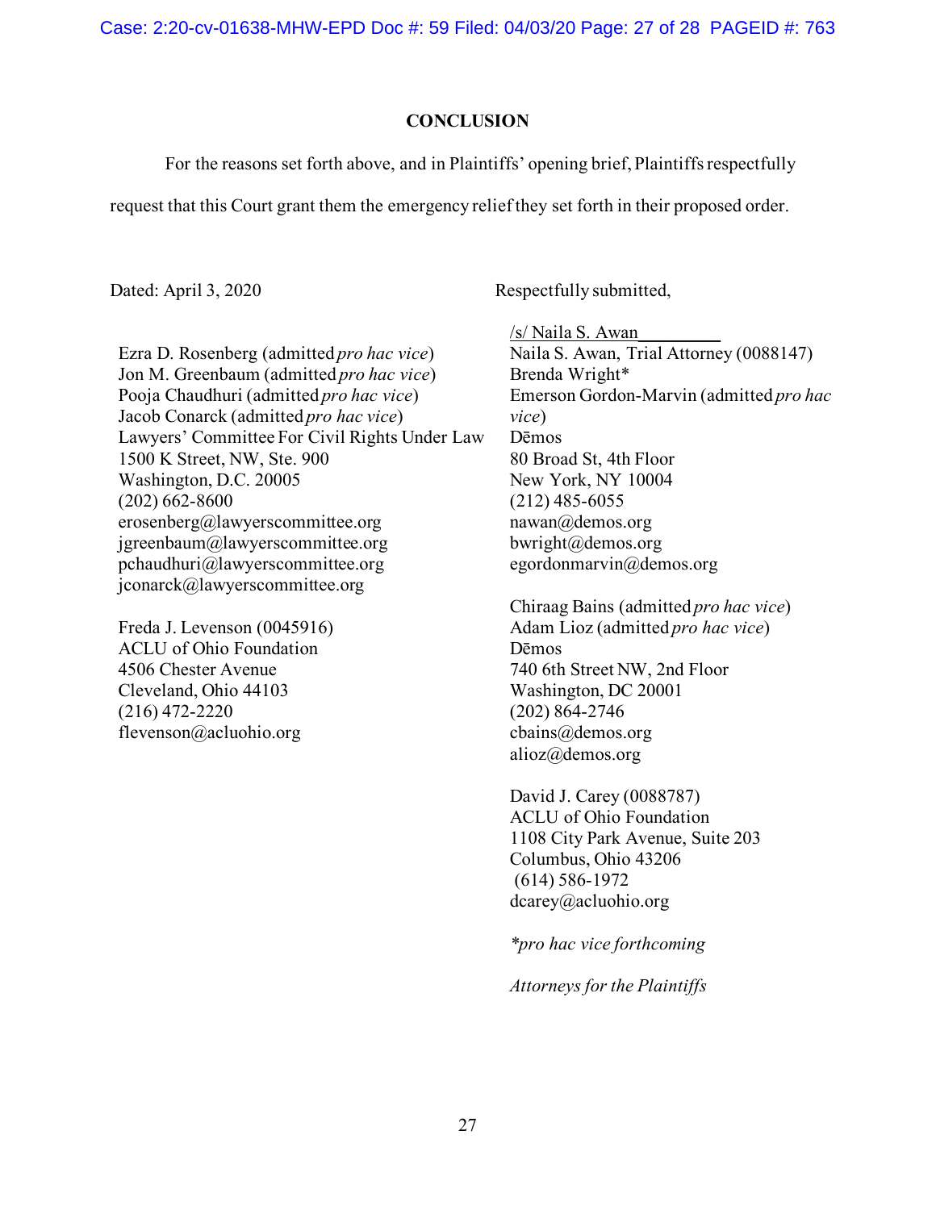## CONCLUSION

For the reasons set forth above, and in Plaintiffs' opening brief, Plaintiffs respectfully request that this Court grant them the emergency relief they set forth in their proposed order.

Dated: April 3, 2020

Respectfully submitted,

/s/ Naila S. Awan

Naila S. Awan, Trial Attorney (0088147)
Brenda Wright*
Emerson Gordon-Marvin (admitted *pro hac vice*)
Dēmos
80 Broad St, 4th Floor
New York, NY 10004
(212) 485-6055
nawan@demos.org
bwright@demos.org
egordonmarvin@demos.org

Chiraag Bains (admitted *pro hac vice*)
Adam Lioz (admitted *pro hac vice*)
Dēmos
740 6th Street NW, 2nd Floor
Washington, DC 20001
(202) 864-2746
cbains@demos.org
alioz@demos.org

David J. Carey (0088787)
ACLU of Ohio Foundation
1108 City Park Avenue, Suite 203
Columbus, Ohio 43206
(614) 586-1972
dcarey@acluohio.org

Ezra D. Rosenberg (admitted *pro hac vice*)
Jon M. Greenbaum (admitted *pro hac vice*)
Pooja Chaudhuri (admitted *pro hac vice*)
Jacob Conarck (admitted *pro hac vice*)
Lawyers' Committee For Civil Rights Under Law
1500 K Street, NW, Ste. 900
Washington, D.C. 20005
(202) 662-8600
erosenberg@lawyerscommittee.org
jgreenbaum@lawyerscommittee.org
pchaudhuri@lawyerscommittee.org
jconarck@lawyerscommittee.org

Freda J. Levenson (0045916)
ACLU of Ohio Foundation
4506 Chester Avenue
Cleveland, Ohio 44103
(216) 472-2220
flevenson@acluohio.org

*\*pro hac vice forthcoming*

*Attorneys for the Plaintiffs*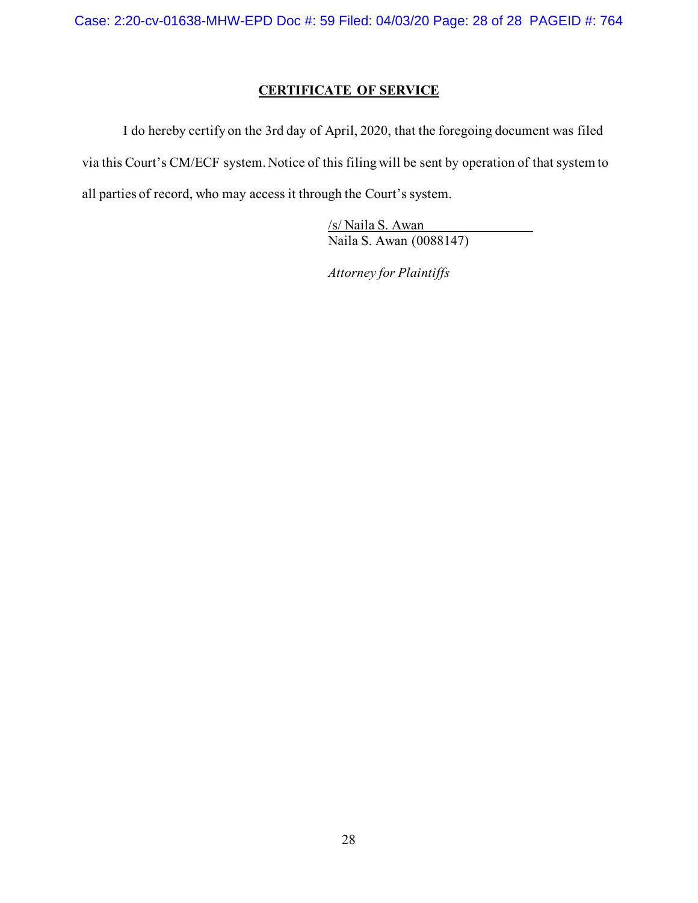## CERTIFICATE OF SERVICE

I do hereby certify on the 3rd day of April, 2020, that the foregoing document was filed via this Court's CM/ECF system. Notice of this filing will be sent by operation of that system to all parties of record, who may access it through the Court's system.

/s/ Naila S. Awan
Naila S. Awan (0088147)

*Attorney for Plaintiffs*